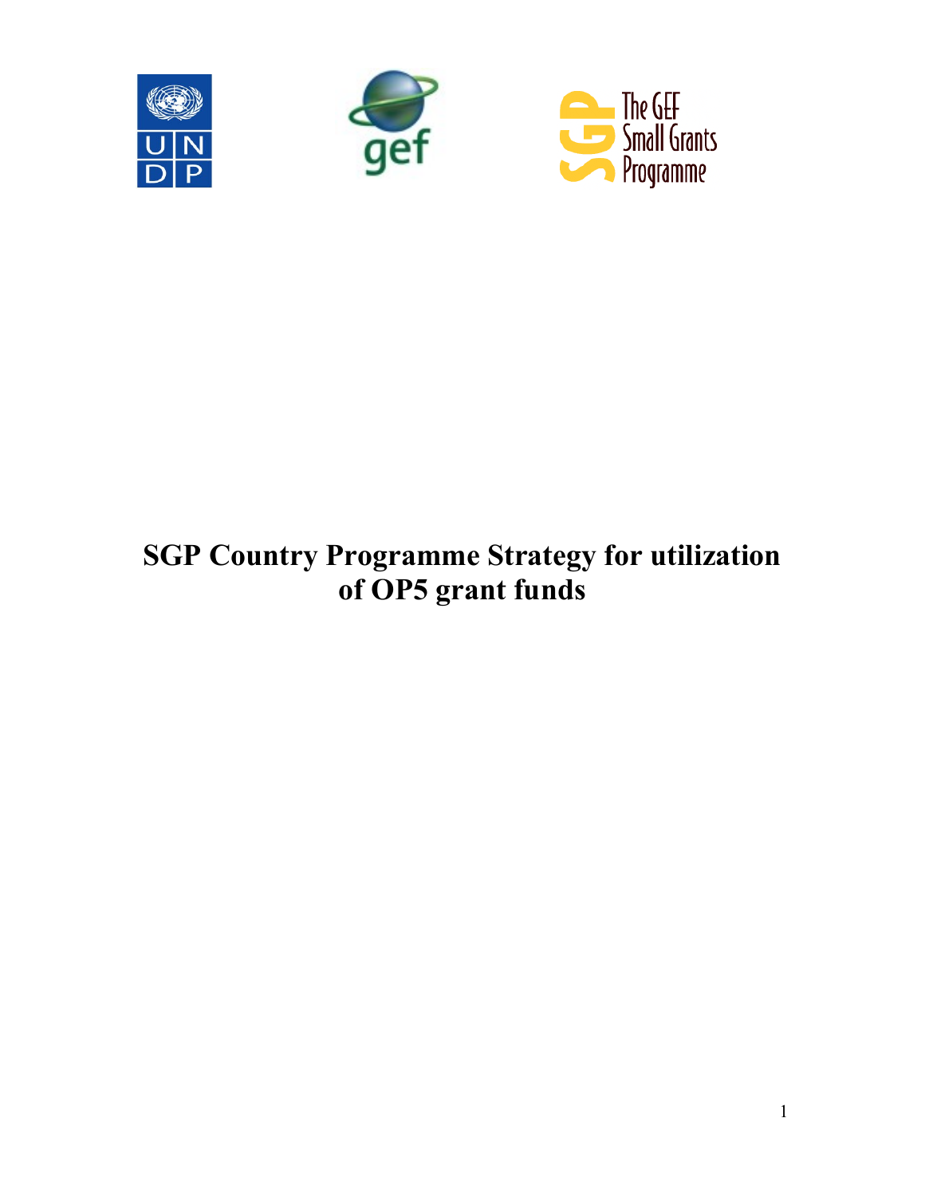# SGP Country Programme Strategy for utilization of OP5 grant funds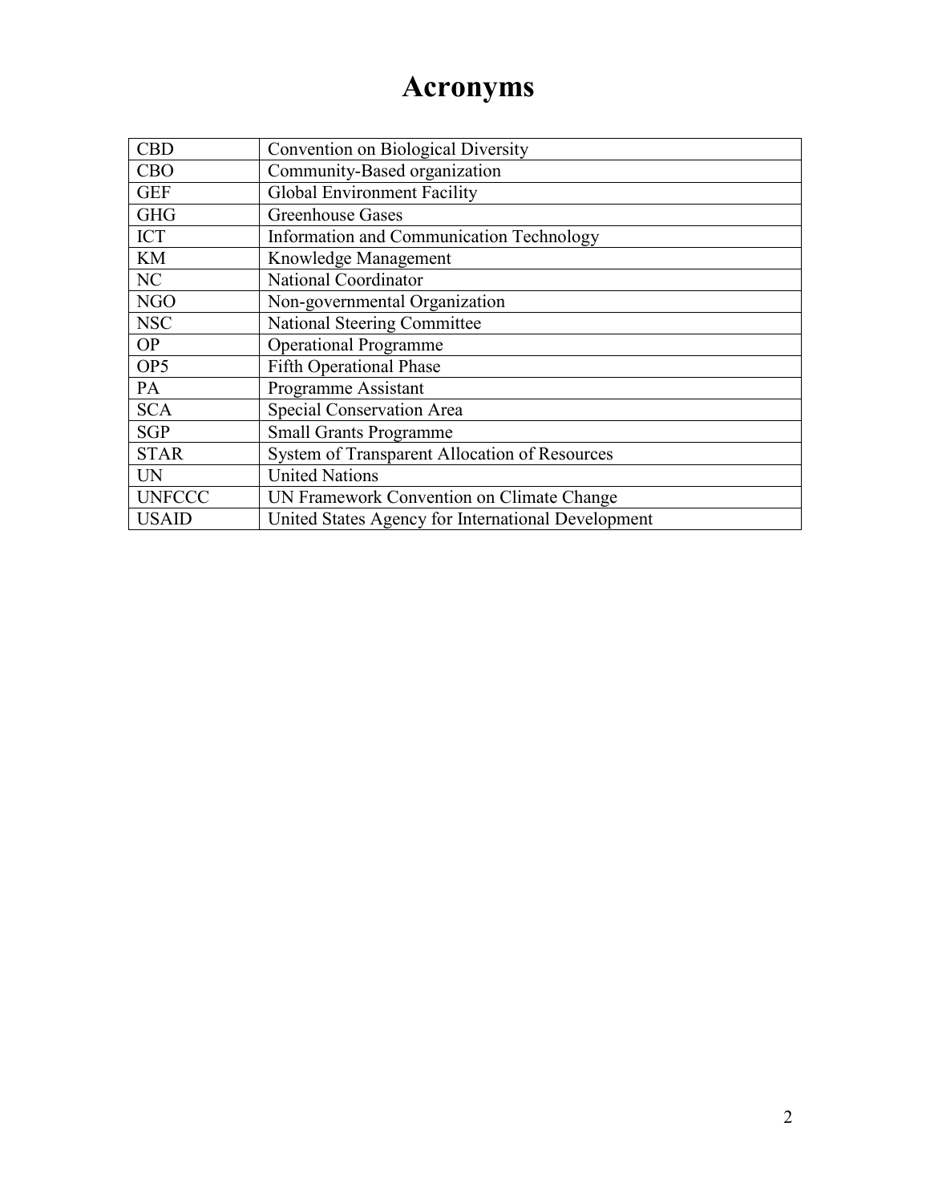# Acronyms

| | |
|---|---|
| CBD | Convention on Biological Diversity |
| CBO | Community-Based organization |
| GEF | Global Environment Facility |
| GHG | Greenhouse Gases |
| ICT | Information and Communication Technology |
| KM | Knowledge Management |
| NC | National Coordinator |
| NGO | Non-governmental Organization |
| NSC | National Steering Committee |
| OP | Operational Programme |
| OP5 | Fifth Operational Phase |
| PA | Programme Assistant |
| SCA | Special Conservation Area |
| SGP | Small Grants Programme |
| STAR | System of Transparent Allocation of Resources |
| UN | United Nations |
| UNFCCC | UN Framework Convention on Climate Change |
| USAID | United States Agency for International Development |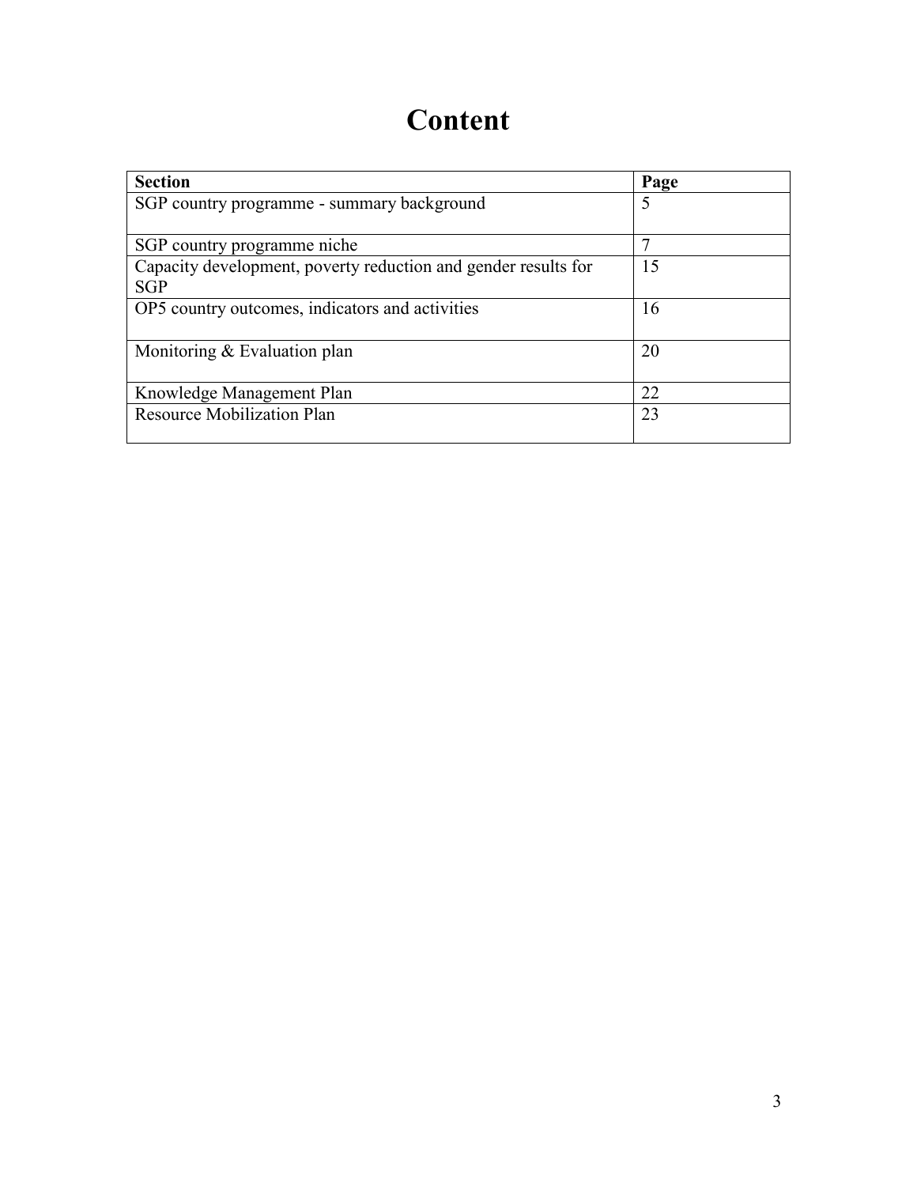# Content

| Section | Page |
|---|---|
| SGP country programme - summary background | 5 |
| SGP country programme niche | 7 |
| Capacity development, poverty reduction and gender results for SGP | 15 |
| OP5 country outcomes, indicators and activities | 16 |
| Monitoring & Evaluation plan | 20 |
| Knowledge Management Plan | 22 |
| Resource Mobilization Plan | 23 |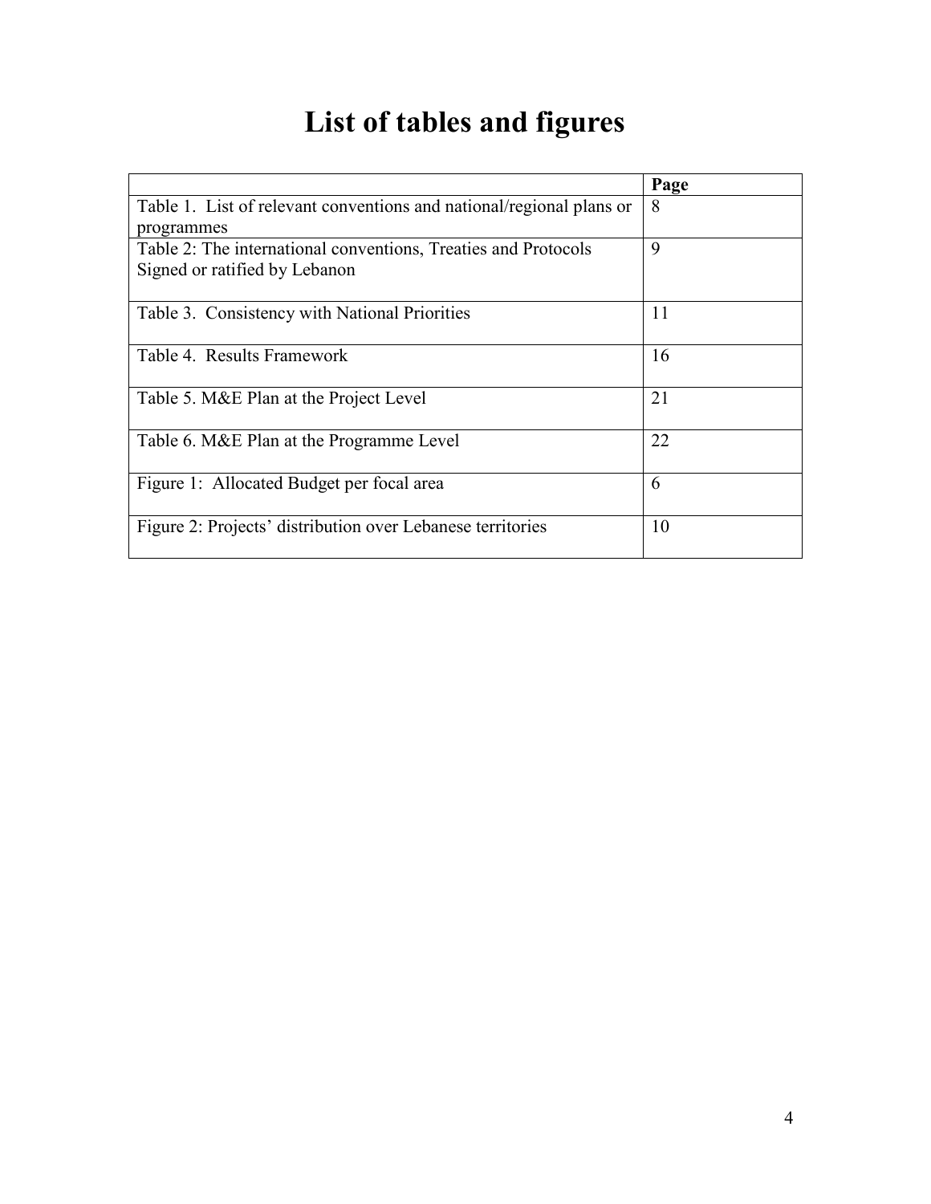# List of tables and figures

| | Page |
|---|---|
| Table 1. List of relevant conventions and national/regional plans or programmes | 8 |
| Table 2: The international conventions, Treaties and Protocols Signed or ratified by Lebanon | 9 |
| Table 3. Consistency with National Priorities | 11 |
| Table 4. Results Framework | 16 |
| Table 5. M&E Plan at the Project Level | 21 |
| Table 6. M&E Plan at the Programme Level | 22 |
| Figure 1: Allocated Budget per focal area | 6 |
| Figure 2: Projects' distribution over Lebanese territories | 10 |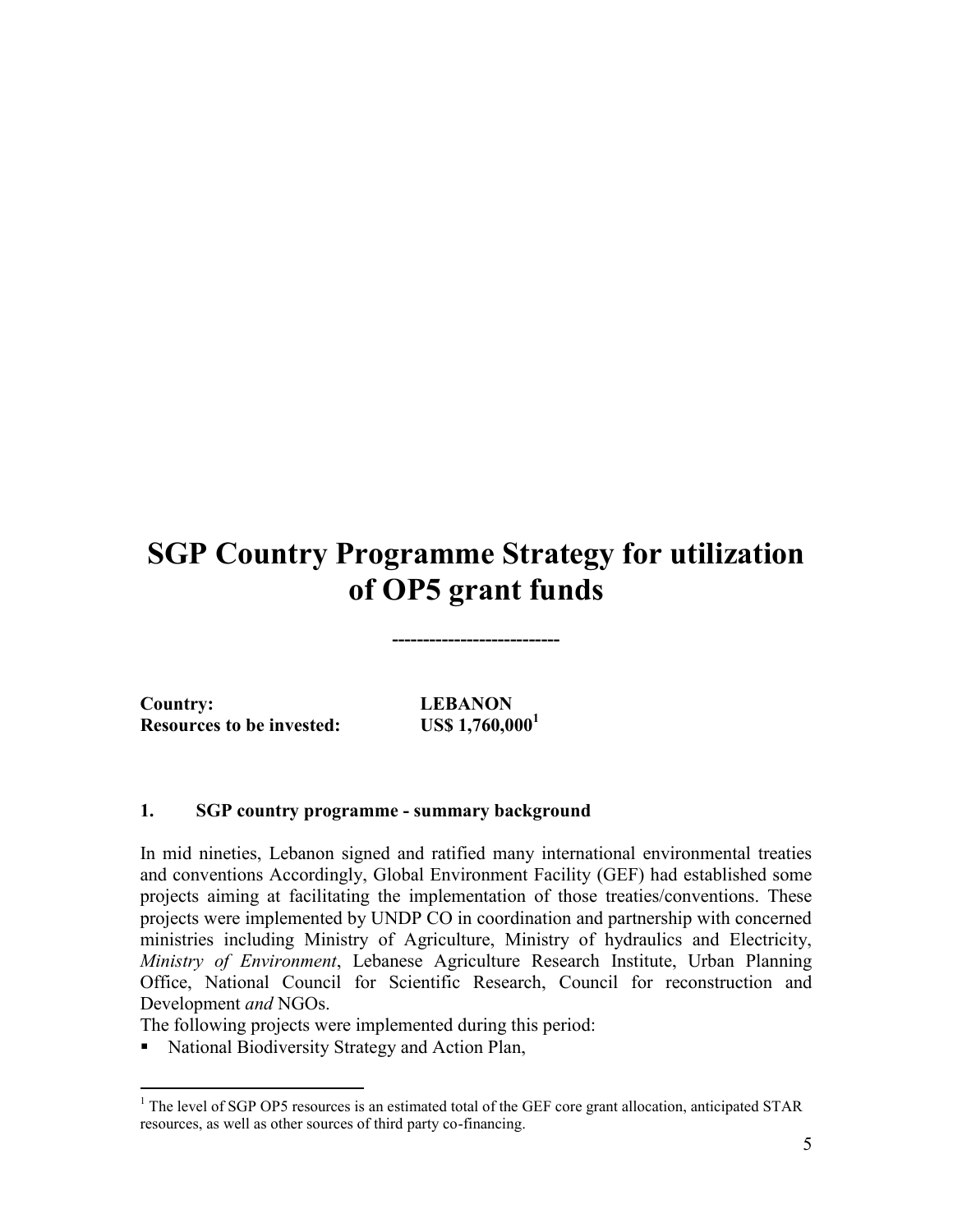# SGP Country Programme Strategy for utilization of OP5 grant funds

---------------------------

**Country:** **LEBANON**
**Resources to be invested:** **US$ 1,760,000**[1]

## 1. SGP country programme - summary background

In mid nineties, Lebanon signed and ratified many international environmental treaties and conventions Accordingly, Global Environment Facility (GEF) had established some projects aiming at facilitating the implementation of those treaties/conventions. These projects were implemented by UNDP CO in coordination and partnership with concerned ministries including Ministry of Agriculture, Ministry of hydraulics and Electricity, *Ministry of Environment*, Lebanese Agriculture Research Institute, Urban Planning Office, National Council for Scientific Research, Council for reconstruction and Development *and* NGOs.

The following projects were implemented during this period:

- National Biodiversity Strategy and Action Plan,

[1] The level of SGP OP5 resources is an estimated total of the GEF core grant allocation, anticipated STAR resources, as well as other sources of third party co-financing.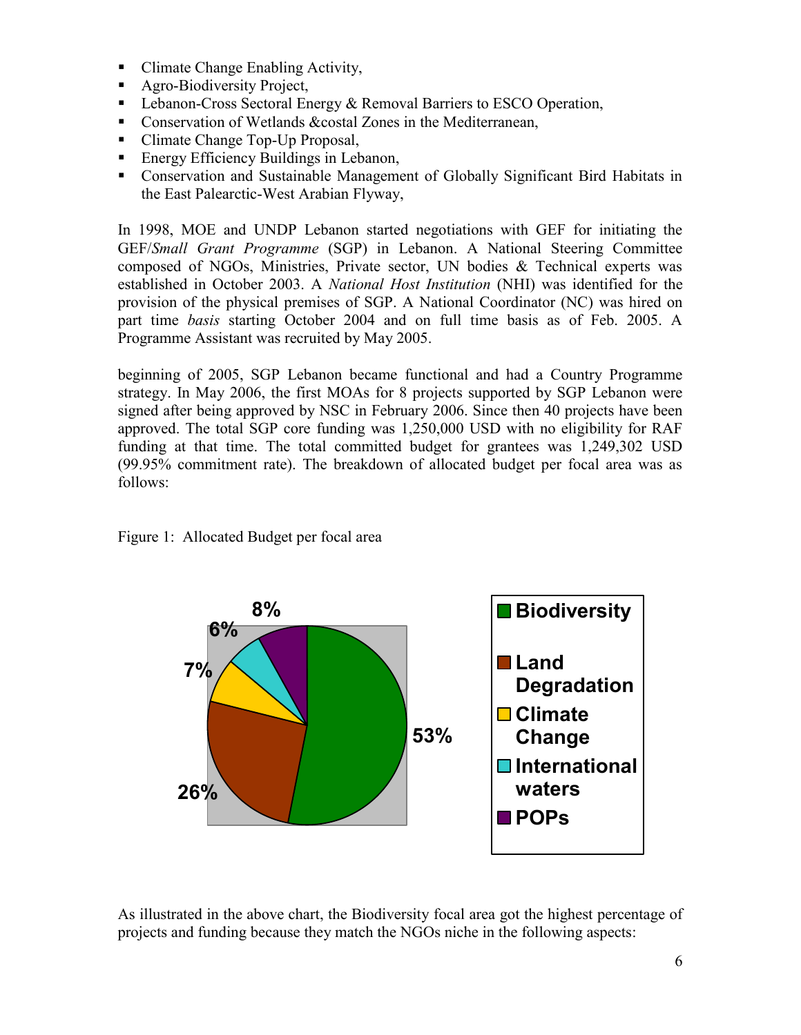- Climate Change Enabling Activity,
- Agro-Biodiversity Project,
- Lebanon-Cross Sectoral Energy & Removal Barriers to ESCO Operation,
- Conservation of Wetlands &costal Zones in the Mediterranean,
- Climate Change Top-Up Proposal,
- Energy Efficiency Buildings in Lebanon,
- Conservation and Sustainable Management of Globally Significant Bird Habitats in the East Palearctic-West Arabian Flyway,

In 1998, MOE and UNDP Lebanon started negotiations with GEF for initiating the GEF/*Small Grant Programme* (SGP) in Lebanon. A National Steering Committee composed of NGOs, Ministries, Private sector, UN bodies & Technical experts was established in October 2003. A *National Host Institution* (NHI) was identified for the provision of the physical premises of SGP. A National Coordinator (NC) was hired on part time *basis* starting October 2004 and on full time basis as of Feb. 2005. A Programme Assistant was recruited by May 2005.

beginning of 2005, SGP Lebanon became functional and had a Country Programme strategy. In May 2006, the first MOAs for 8 projects supported by SGP Lebanon were signed after being approved by NSC in February 2006. Since then 40 projects have been approved. The total SGP core funding was 1,250,000 USD with no eligibility for RAF funding at that time. The total committed budget for grantees was 1,249,302 USD (99.95% commitment rate). The breakdown of allocated budget per focal area was as follows:

Figure 1: Allocated Budget per focal area

| Focal area | Allocated budget |
|---|---|
| Biodiversity | 53% |
| Land Degradation | 26% |
| Climate Change | 7% |
| International waters | 6% |
| POPs | 8% |

As illustrated in the above chart, the Biodiversity focal area got the highest percentage of projects and funding because they match the NGOs niche in the following aspects: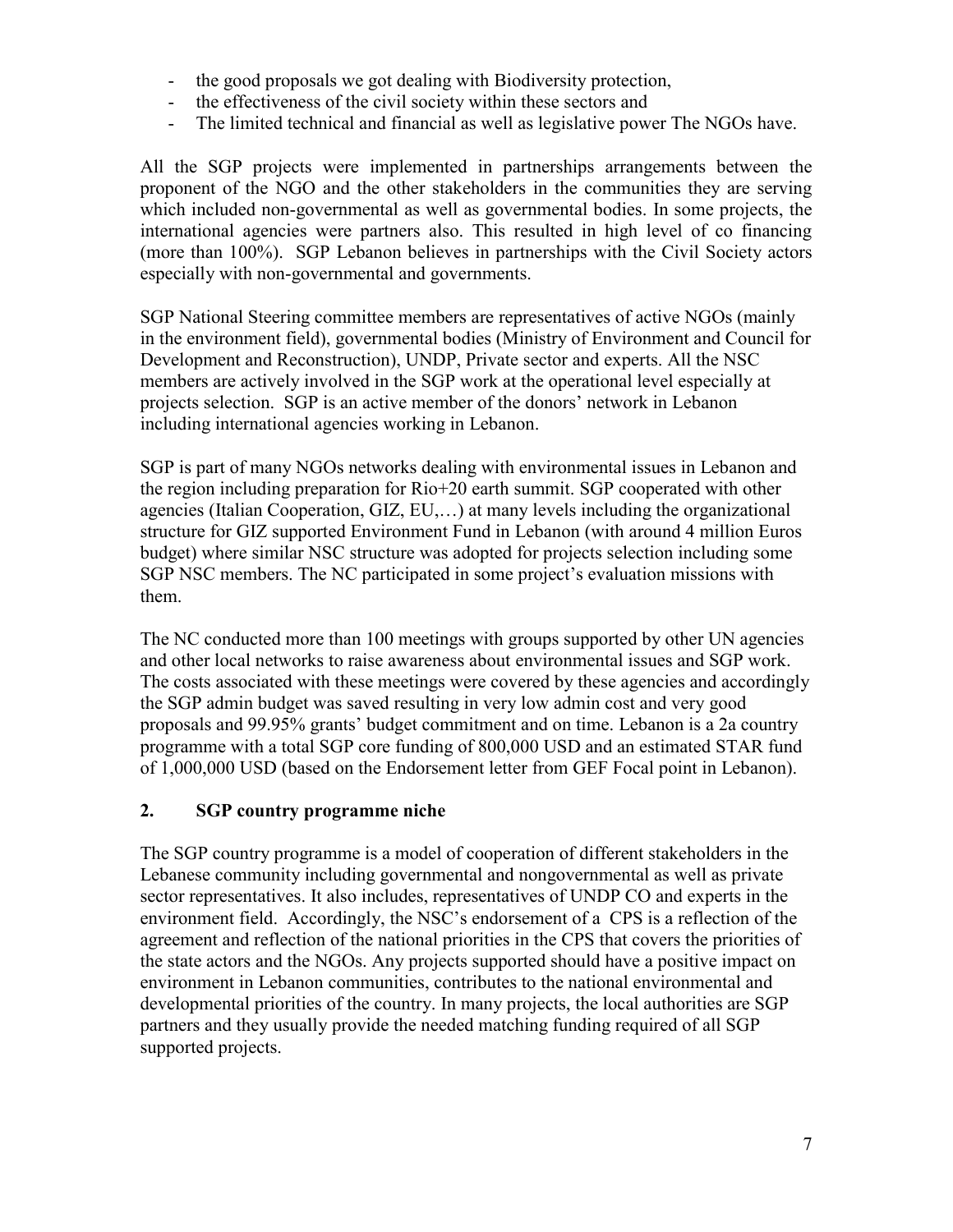- the good proposals we got dealing with Biodiversity protection,
- the effectiveness of the civil society within these sectors and
- The limited technical and financial as well as legislative power The NGOs have.

All the SGP projects were implemented in partnerships arrangements between the proponent of the NGO and the other stakeholders in the communities they are serving which included non-governmental as well as governmental bodies. In some projects, the international agencies were partners also. This resulted in high level of co financing (more than 100%). SGP Lebanon believes in partnerships with the Civil Society actors especially with non-governmental and governments.

SGP National Steering committee members are representatives of active NGOs (mainly in the environment field), governmental bodies (Ministry of Environment and Council for Development and Reconstruction), UNDP, Private sector and experts. All the NSC members are actively involved in the SGP work at the operational level especially at projects selection. SGP is an active member of the donors' network in Lebanon including international agencies working in Lebanon.

SGP is part of many NGOs networks dealing with environmental issues in Lebanon and the region including preparation for Rio+20 earth summit. SGP cooperated with other agencies (Italian Cooperation, GIZ, EU,…) at many levels including the organizational structure for GIZ supported Environment Fund in Lebanon (with around 4 million Euros budget) where similar NSC structure was adopted for projects selection including some SGP NSC members. The NC participated in some project's evaluation missions with them.

The NC conducted more than 100 meetings with groups supported by other UN agencies and other local networks to raise awareness about environmental issues and SGP work. The costs associated with these meetings were covered by these agencies and accordingly the SGP admin budget was saved resulting in very low admin cost and very good proposals and 99.95% grants' budget commitment and on time. Lebanon is a 2a country programme with a total SGP core funding of 800,000 USD and an estimated STAR fund of 1,000,000 USD (based on the Endorsement letter from GEF Focal point in Lebanon).

## 2. SGP country programme niche

The SGP country programme is a model of cooperation of different stakeholders in the Lebanese community including governmental and nongovernmental as well as private sector representatives. It also includes, representatives of UNDP CO and experts in the environment field. Accordingly, the NSC's endorsement of a CPS is a reflection of the agreement and reflection of the national priorities in the CPS that covers the priorities of the state actors and the NGOs. Any projects supported should have a positive impact on environment in Lebanon communities, contributes to the national environmental and developmental priorities of the country. In many projects, the local authorities are SGP partners and they usually provide the needed matching funding required of all SGP supported projects.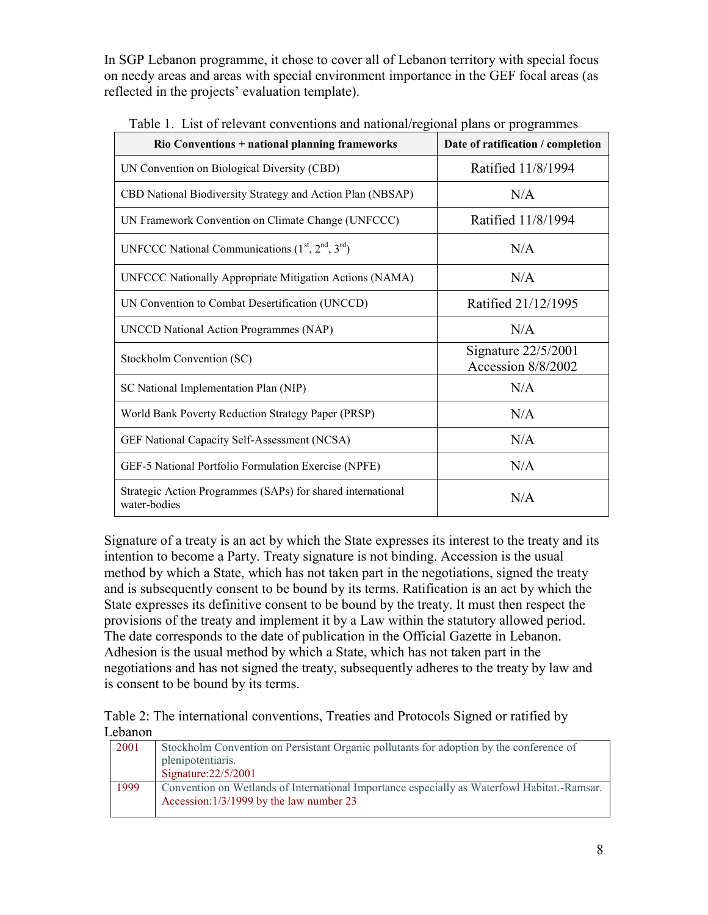In SGP Lebanon programme, it chose to cover all of Lebanon territory with special focus on needy areas and areas with special environment importance in the GEF focal areas (as reflected in the projects' evaluation template).

Table 1. List of relevant conventions and national/regional plans or programmes

| Rio Conventions + national planning frameworks | Date of ratification / completion |
|---|---|
| UN Convention on Biological Diversity (CBD) | Ratified 11/8/1994 |
| CBD National Biodiversity Strategy and Action Plan (NBSAP) | N/A |
| UN Framework Convention on Climate Change (UNFCCC) | Ratified 11/8/1994 |
| UNFCCC National Communications (1st, 2nd, 3rd) | N/A |
| UNFCCC Nationally Appropriate Mitigation Actions (NAMA) | N/A |
| UN Convention to Combat Desertification (UNCCD) | Ratified 21/12/1995 |
| UNCCD National Action Programmes (NAP) | N/A |
| Stockholm Convention (SC) | Signature 22/5/2001<br>Accession 8/8/2002 |
| SC National Implementation Plan (NIP) | N/A |
| World Bank Poverty Reduction Strategy Paper (PRSP) | N/A |
| GEF National Capacity Self-Assessment (NCSA) | N/A |
| GEF-5 National Portfolio Formulation Exercise (NPFE) | N/A |
| Strategic Action Programmes (SAPs) for shared international water-bodies | N/A |

Signature of a treaty is an act by which the State expresses its interest to the treaty and its intention to become a Party. Treaty signature is not binding. Accession is the usual method by which a State, which has not taken part in the negotiations, signed the treaty and is subsequently consent to be bound by its terms. Ratification is an act by which the State expresses its definitive consent to be bound by the treaty. It must then respect the provisions of the treaty and implement it by a Law within the statutory allowed period. The date corresponds to the date of publication in the Official Gazette in Lebanon. Adhesion is the usual method by which a State, which has not taken part in the negotiations and has not signed the treaty, subsequently adheres to the treaty by law and is consent to be bound by its terms.

Table 2: The international conventions, Treaties and Protocols Signed or ratified by Lebanon

| | |
|---|---|
| 2001 | Stockholm Convention on Persistant Organic pollutants for adoption by the conference of plenipotentiaris.<br>Signature:22/5/2001 |
| 1999 | Convention on Wetlands of International Importance especially as Waterfowl Habitat.-Ramsar.<br>Accession:1/3/1999 by the law number 23 |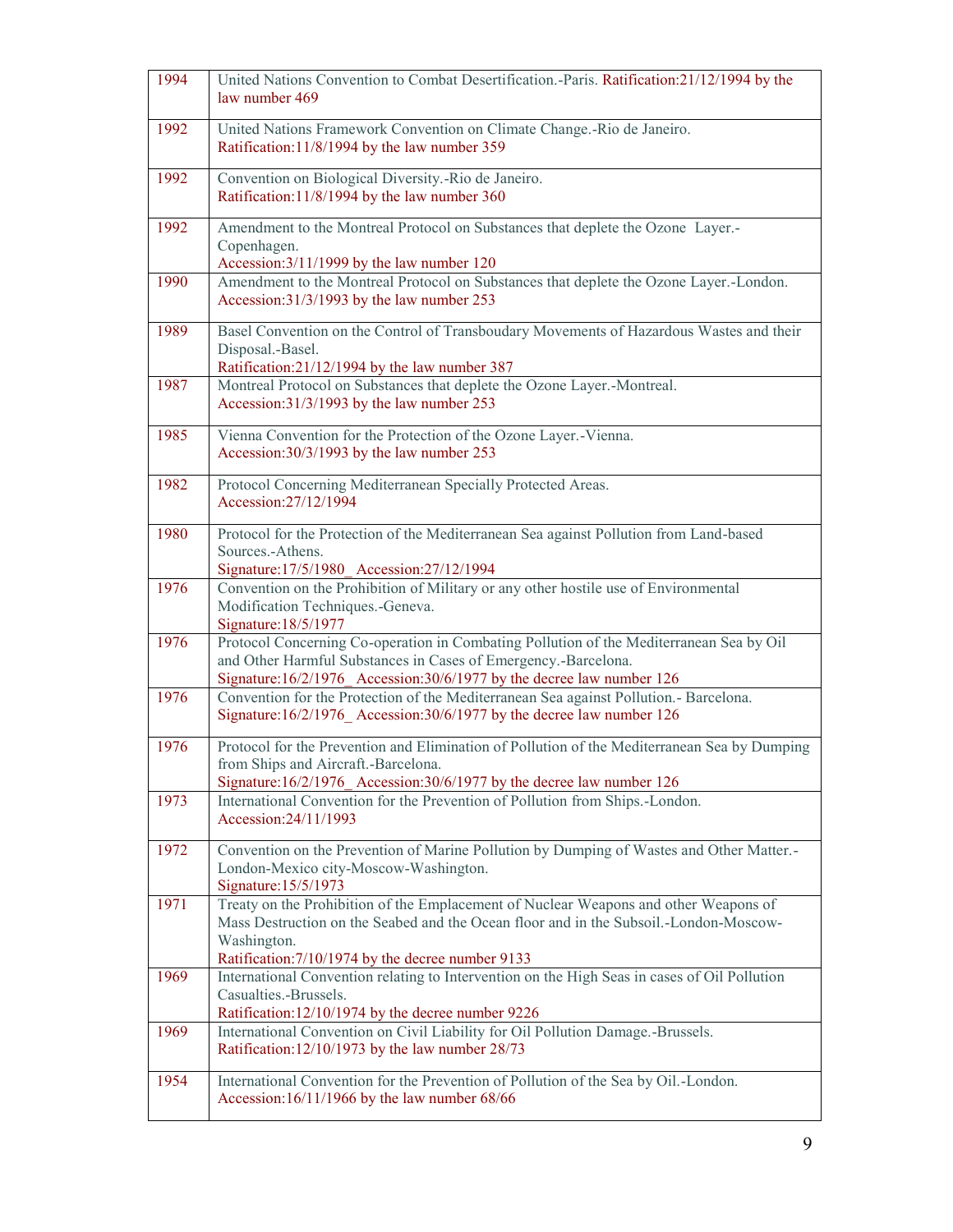| | |
|---|---|
| 1994 | United Nations Convention to Combat Desertification.-Paris. Ratification:21/12/1994 by the law number 469 |
| 1992 | United Nations Framework Convention on Climate Change.-Rio de Janeiro. Ratification:11/8/1994 by the law number 359 |
| 1992 | Convention on Biological Diversity.-Rio de Janeiro. Ratification:11/8/1994 by the law number 360 |
| 1992 | Amendment to the Montreal Protocol on Substances that deplete the Ozone Layer.-Copenhagen. Accession:3/11/1999 by the law number 120 |
| 1990 | Amendment to the Montreal Protocol on Substances that deplete the Ozone Layer.-London. Accession:31/3/1993 by the law number 253 |
| 1989 | Basel Convention on the Control of Transboudary Movements of Hazardous Wastes and their Disposal.-Basel. Ratification:21/12/1994 by the law number 387 |
| 1987 | Montreal Protocol on Substances that deplete the Ozone Layer.-Montreal. Accession:31/3/1993 by the law number 253 |
| 1985 | Vienna Convention for the Protection of the Ozone Layer.-Vienna. Accession:30/3/1993 by the law number 253 |
| 1982 | Protocol Concerning Mediterranean Specially Protected Areas. Accession:27/12/1994 |
| 1980 | Protocol for the Protection of the Mediterranean Sea against Pollution from Land-based Sources.-Athens. Signature:17/5/1980_ Accession:27/12/1994 |
| 1976 | Convention on the Prohibition of Military or any other hostile use of Environmental Modification Techniques.-Geneva. Signature:18/5/1977 |
| 1976 | Protocol Concerning Co-operation in Combating Pollution of the Mediterranean Sea by Oil and Other Harmful Substances in Cases of Emergency.-Barcelona. Signature:16/2/1976_ Accession:30/6/1977 by the decree law number 126 |
| 1976 | Convention for the Protection of the Mediterranean Sea against Pollution.- Barcelona. Signature:16/2/1976_ Accession:30/6/1977 by the decree law number 126 |
| 1976 | Protocol for the Prevention and Elimination of Pollution of the Mediterranean Sea by Dumping from Ships and Aircraft.-Barcelona. Signature:16/2/1976_ Accession:30/6/1977 by the decree law number 126 |
| 1973 | International Convention for the Prevention of Pollution from Ships.-London. Accession:24/11/1993 |
| 1972 | Convention on the Prevention of Marine Pollution by Dumping of Wastes and Other Matter.-London-Mexico city-Moscow-Washington. Signature:15/5/1973 |
| 1971 | Treaty on the Prohibition of the Emplacement of Nuclear Weapons and other Weapons of Mass Destruction on the Seabed and the Ocean floor and in the Subsoil.-London-Moscow-Washington. Ratification:7/10/1974 by the decree number 9133 |
| 1969 | International Convention relating to Intervention on the High Seas in cases of Oil Pollution Casualties.-Brussels. Ratification:12/10/1974 by the decree number 9226 |
| 1969 | International Convention on Civil Liability for Oil Pollution Damage.-Brussels. Ratification:12/10/1973 by the law number 28/73 |
| 1954 | International Convention for the Prevention of Pollution of the Sea by Oil.-London. Accession:16/11/1966 by the law number 68/66 |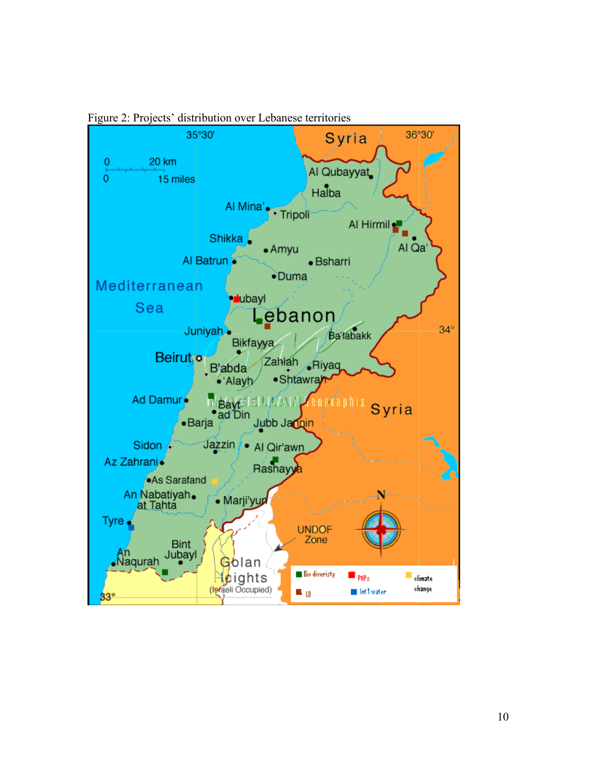Figure 2: Projects' distribution over Lebanese territories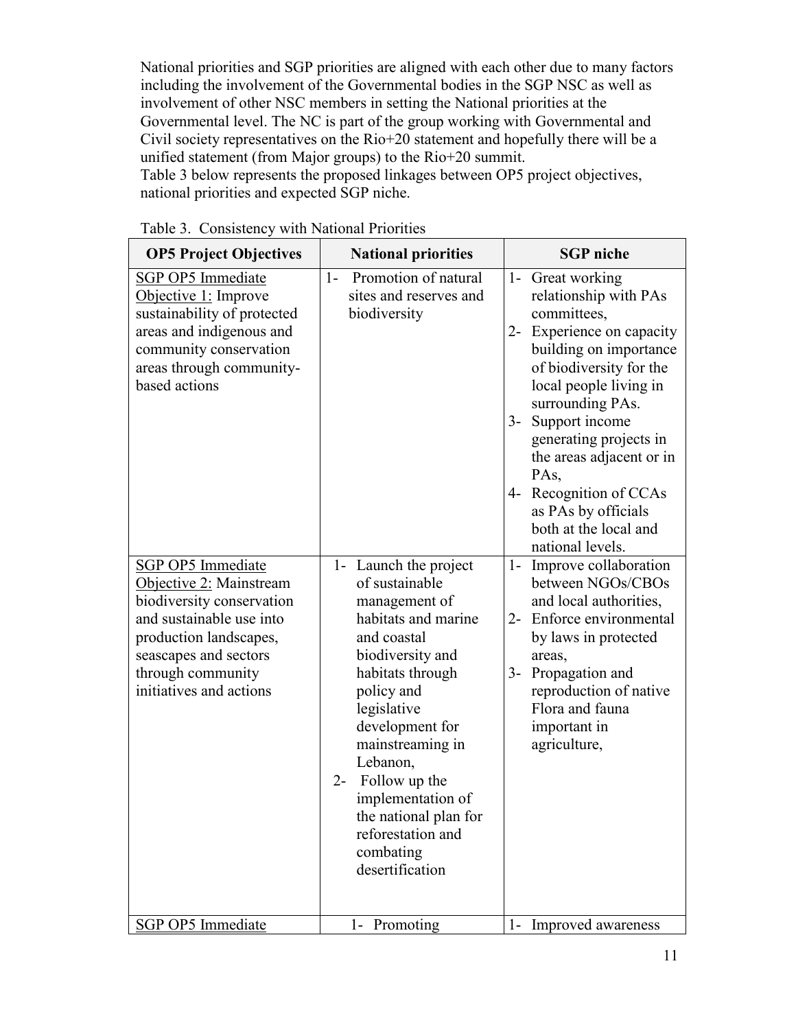National priorities and SGP priorities are aligned with each other due to many factors including the involvement of the Governmental bodies in the SGP NSC as well as involvement of other NSC members in setting the National priorities at the Governmental level. The NC is part of the group working with Governmental and Civil society representatives on the Rio+20 statement and hopefully there will be a unified statement (from Major groups) to the Rio+20 summit.
Table 3 below represents the proposed linkages between OP5 project objectives, national priorities and expected SGP niche.

Table 3. Consistency with National Priorities

| OP5 Project Objectives | National priorities | SGP niche |
|---|---|---|
| SGP OP5 Immediate Objective 1: Improve sustainability of protected areas and indigenous and community conservation areas through community-based actions | 1- Promotion of natural sites and reserves and biodiversity | 1- Great working relationship with PAs committees,<br>2- Experience on capacity building on importance of biodiversity for the local people living in surrounding PAs.<br>3- Support income generating projects in the areas adjacent or in PAs,<br>4- Recognition of CCAs as PAs by officials both at the local and national levels. |
| SGP OP5 Immediate Objective 2: Mainstream biodiversity conservation and sustainable use into production landscapes, seascapes and sectors through community initiatives and actions | 1- Launch the project of sustainable management of habitats and marine and coastal biodiversity and habitats through policy and legislative development for mainstreaming in Lebanon,<br>2- Follow up the implementation of the national plan for reforestation and combating desertification | 1- Improve collaboration between NGOs/CBOs and local authorities,<br>2- Enforce environmental by laws in protected areas,<br>3- Propagation and reproduction of native Flora and fauna important in agriculture, |
| SGP OP5 Immediate | 1- Promoting | 1- Improved awareness |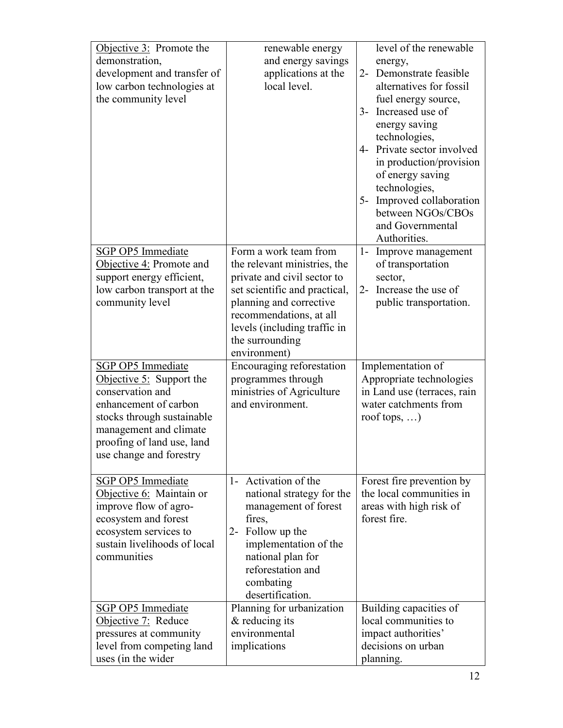| | | |
|---|---|---|
| Objective 3: Promote the demonstration, development and transfer of low carbon technologies at the community level | renewable energy and energy savings applications at the local level. | level of the renewable energy,<br>2- Demonstrate feasible alternatives for fossil fuel energy source,<br>3- Increased use of energy saving technologies,<br>4- Private sector involved in production/provision of energy saving technologies,<br>5- Improved collaboration between NGOs/CBOs and Governmental Authorities. |
| SGP OP5 Immediate Objective 4: Promote and support energy efficient, low carbon transport at the community level | Form a work team from the relevant ministries, the private and civil sector to set scientific and practical, planning and corrective recommendations, at all levels (including traffic in the surrounding environment) | 1- Improve management of transportation sector,<br>2- Increase the use of public transportation. |
| SGP OP5 Immediate Objective 5: Support the conservation and enhancement of carbon stocks through sustainable management and climate proofing of land use, land use change and forestry | Encouraging reforestation programmes through ministries of Agriculture and environment. | Implementation of Appropriate technologies in Land use (terraces, rain water catchments from roof tops, …) |
| SGP OP5 Immediate Objective 6: Maintain or improve flow of agro-ecosystem and forest ecosystem services to sustain livelihoods of local communities | 1- Activation of the national strategy for the management of forest fires,<br>2- Follow up the implementation of the national plan for reforestation and combating desertification. | Forest fire prevention by the local communities in areas with high risk of forest fire. |
| SGP OP5 Immediate Objective 7: Reduce pressures at community level from competing land uses (in the wider | Planning for urbanization & reducing its environmental implications | Building capacities of local communities to impact authorities' decisions on urban planning. |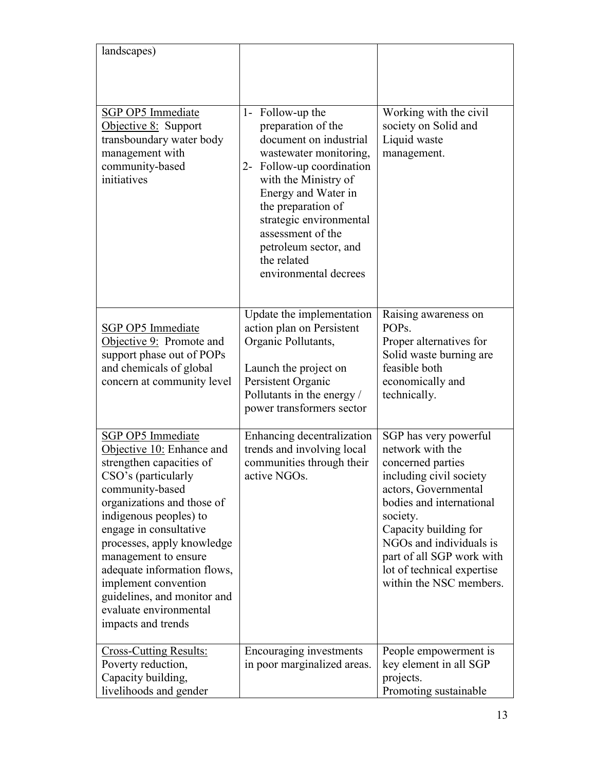| | | |
|---|---|---|
| landscapes) | | |
| <u>SGP OP5 Immediate Objective 8:</u> Support transboundary water body management with community-based initiatives | 1- Follow-up the preparation of the document on industrial wastewater monitoring,<br>2- Follow-up coordination with the Ministry of Energy and Water in the preparation of strategic environmental assessment of the petroleum sector, and the related environmental decrees | Working with the civil society on Solid and Liquid waste management. |
| <u>SGP OP5 Immediate Objective 9:</u> Promote and support phase out of POPs and chemicals of global concern at community level | Update the implementation action plan on Persistent Organic Pollutants,<br><br>Launch the project on Persistent Organic Pollutants in the energy / power transformers sector | Raising awareness on POPs.<br>Proper alternatives for Solid waste burning are feasible both economically and technically. |
| <u>SGP OP5 Immediate Objective 10:</u> Enhance and strengthen capacities of CSO's (particularly community-based organizations and those of indigenous peoples) to engage in consultative processes, apply knowledge management to ensure adequate information flows, implement convention guidelines, and monitor and evaluate environmental impacts and trends | Enhancing decentralization trends and involving local communities through their active NGOs. | SGP has very powerful network with the concerned parties including civil society actors, Governmental bodies and international society.<br>Capacity building for NGOs and individuals is part of all SGP work with lot of technical expertise within the NSC members. |
| <u>Cross-Cutting Results:</u> Poverty reduction, Capacity building, livelihoods and gender | Encouraging investments in poor marginalized areas. | People empowerment is key element in all SGP projects.<br>Promoting sustainable |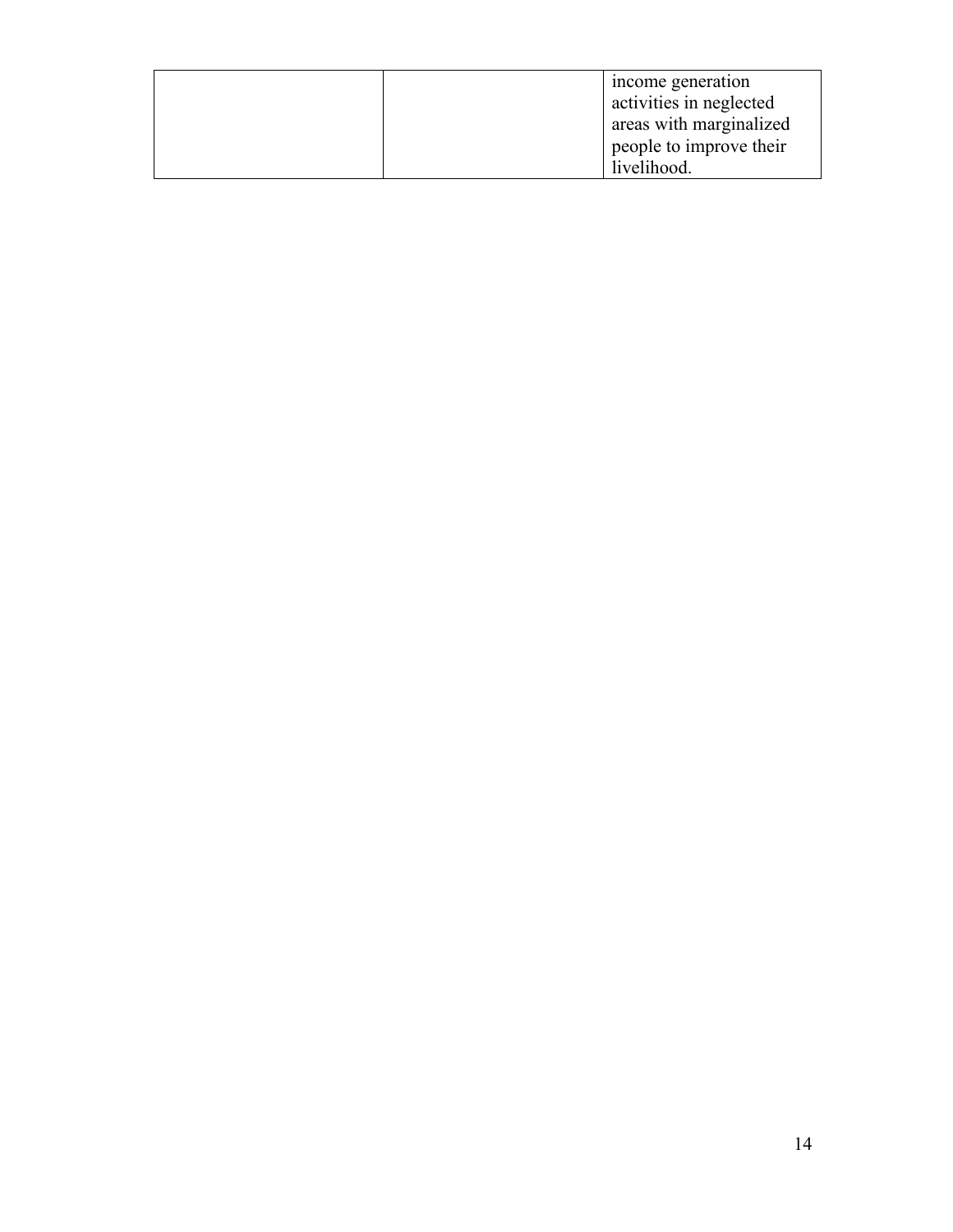| | | |
|---|---|---|
| | | income generation activities in neglected areas with marginalized people to improve their livelihood. |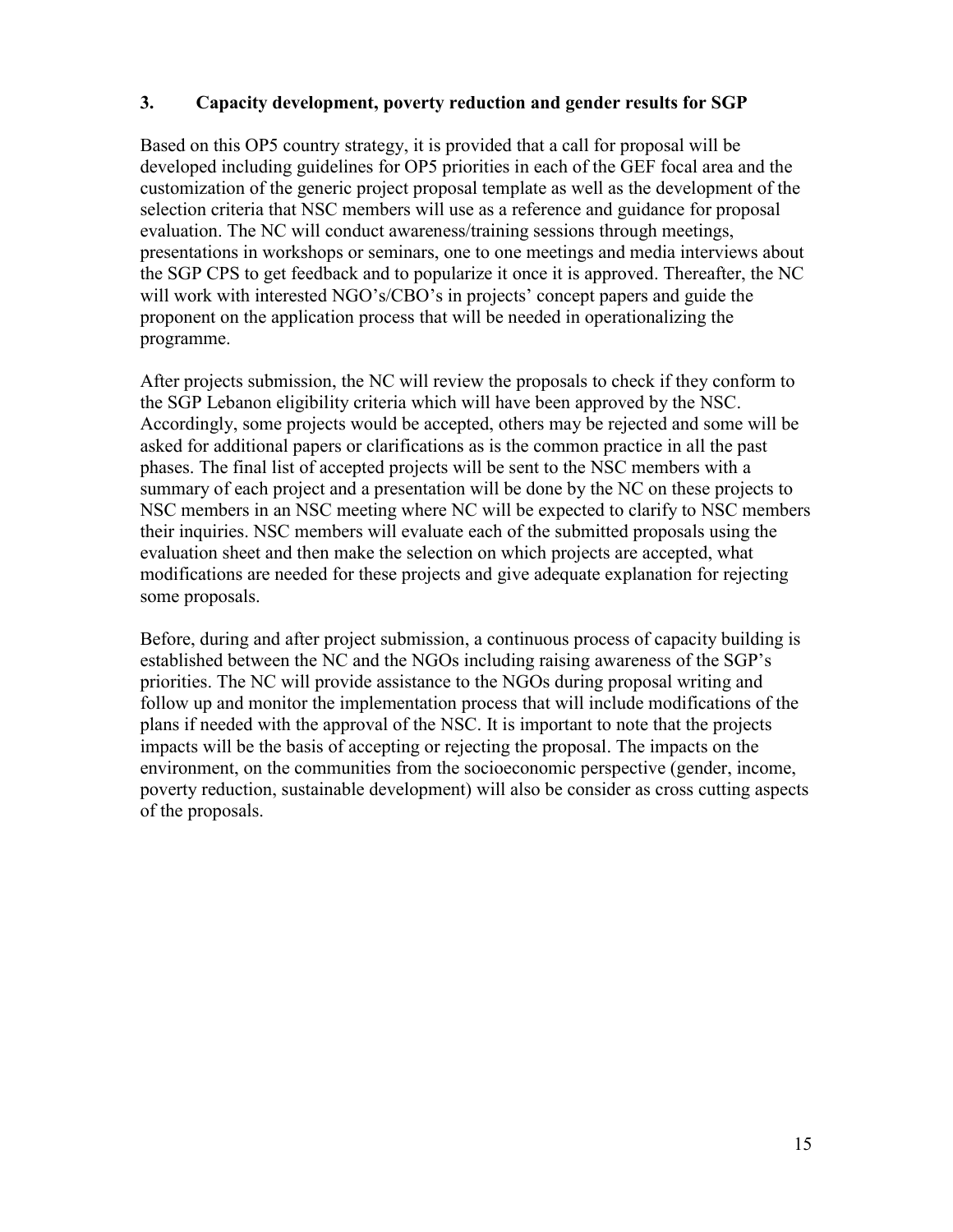## 3. Capacity development, poverty reduction and gender results for SGP

Based on this OP5 country strategy, it is provided that a call for proposal will be developed including guidelines for OP5 priorities in each of the GEF focal area and the customization of the generic project proposal template as well as the development of the selection criteria that NSC members will use as a reference and guidance for proposal evaluation. The NC will conduct awareness/training sessions through meetings, presentations in workshops or seminars, one to one meetings and media interviews about the SGP CPS to get feedback and to popularize it once it is approved. Thereafter, the NC will work with interested NGO's/CBO's in projects' concept papers and guide the proponent on the application process that will be needed in operationalizing the programme.

After projects submission, the NC will review the proposals to check if they conform to the SGP Lebanon eligibility criteria which will have been approved by the NSC. Accordingly, some projects would be accepted, others may be rejected and some will be asked for additional papers or clarifications as is the common practice in all the past phases. The final list of accepted projects will be sent to the NSC members with a summary of each project and a presentation will be done by the NC on these projects to NSC members in an NSC meeting where NC will be expected to clarify to NSC members their inquiries. NSC members will evaluate each of the submitted proposals using the evaluation sheet and then make the selection on which projects are accepted, what modifications are needed for these projects and give adequate explanation for rejecting some proposals.

Before, during and after project submission, a continuous process of capacity building is established between the NC and the NGOs including raising awareness of the SGP's priorities. The NC will provide assistance to the NGOs during proposal writing and follow up and monitor the implementation process that will include modifications of the plans if needed with the approval of the NSC. It is important to note that the projects impacts will be the basis of accepting or rejecting the proposal. The impacts on the environment, on the communities from the socioeconomic perspective (gender, income, poverty reduction, sustainable development) will also be consider as cross cutting aspects of the proposals.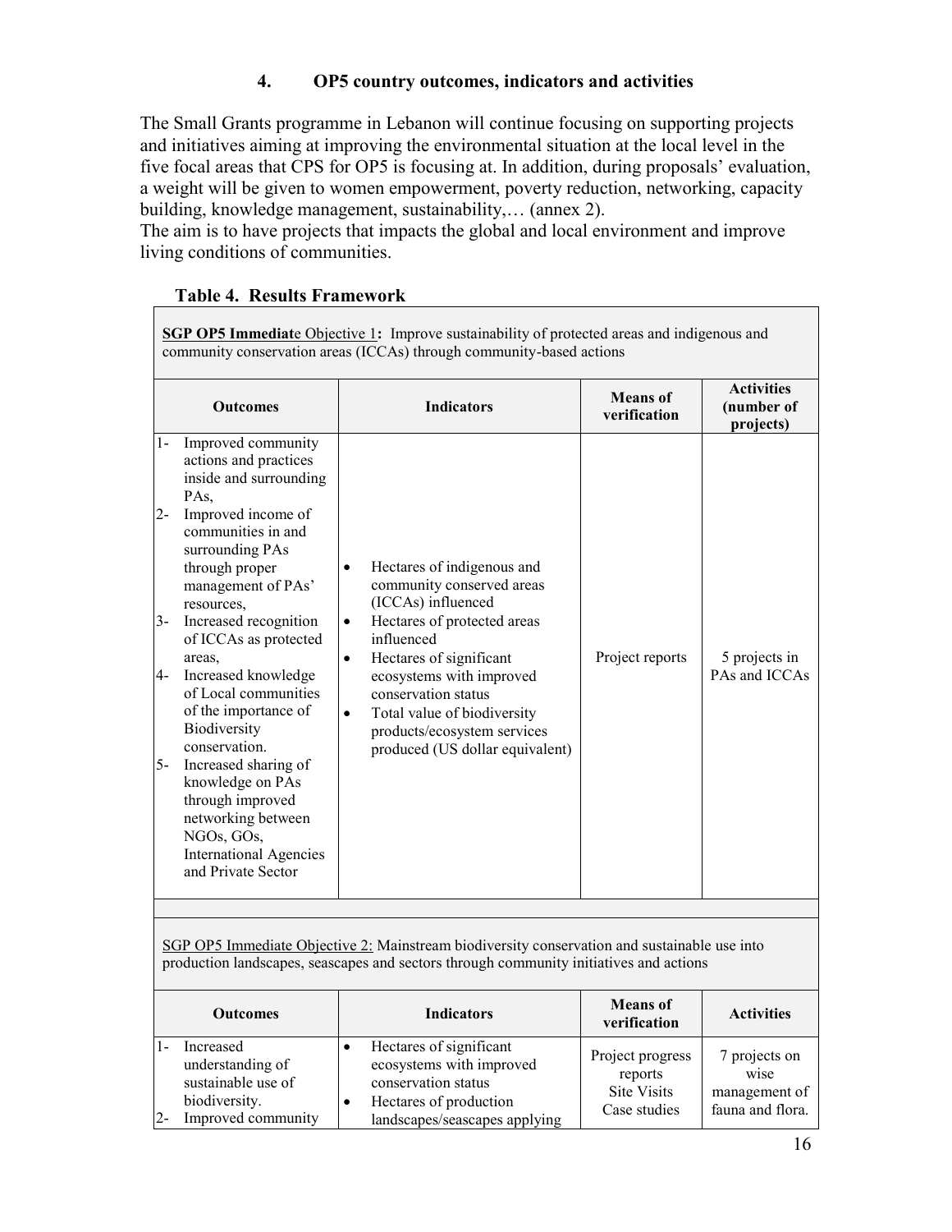## 4. OP5 country outcomes, indicators and activities

The Small Grants programme in Lebanon will continue focusing on supporting projects and initiatives aiming at improving the environmental situation at the local level in the five focal areas that CPS for OP5 is focusing at. In addition, during proposals' evaluation, a weight will be given to women empowerment, poverty reduction, networking, capacity building, knowledge management, sustainability,… (annex 2).

The aim is to have projects that impacts the global and local environment and improve living conditions of communities.

**Table 4. Results Framework**

| **SGP OP5 Immediate Objective 1:** Improve sustainability of protected areas and indigenous and community conservation areas (ICCAs) through community-based actions | | | |
|---|---|---|---|
| **Outcomes** | **Indicators** | **Means of verification** | **Activities (number of projects)** |
| 1- Improved community actions and practices inside and surrounding PAs,<br>2- Improved income of communities in and surrounding PAs through proper management of PAs' resources,<br>3- Increased recognition of ICCAs as protected areas,<br>4- Increased knowledge of Local communities of the importance of Biodiversity conservation.<br>5- Increased sharing of knowledge on PAs through improved networking between NGOs, GOs, International Agencies and Private Sector | • Hectares of indigenous and community conserved areas (ICCAs) influenced<br>• Hectares of protected areas influenced<br>• Hectares of significant ecosystems with improved conservation status<br>• Total value of biodiversity products/ecosystem services produced (US dollar equivalent) | Project reports | 5 projects in PAs and ICCAs |
| | | | |
| SGP OP5 Immediate Objective 2: Mainstream biodiversity conservation and sustainable use into production landscapes, seascapes and sectors through community initiatives and actions | | | |
| **Outcomes** | **Indicators** | **Means of verification** | **Activities** |
| 1- Increased understanding of sustainable use of biodiversity.<br>2- Improved community | • Hectares of significant ecosystems with improved conservation status<br>• Hectares of production landscapes/seascapes applying | Project progress reports<br>Site Visits<br>Case studies | 7 projects on wise management of fauna and flora. |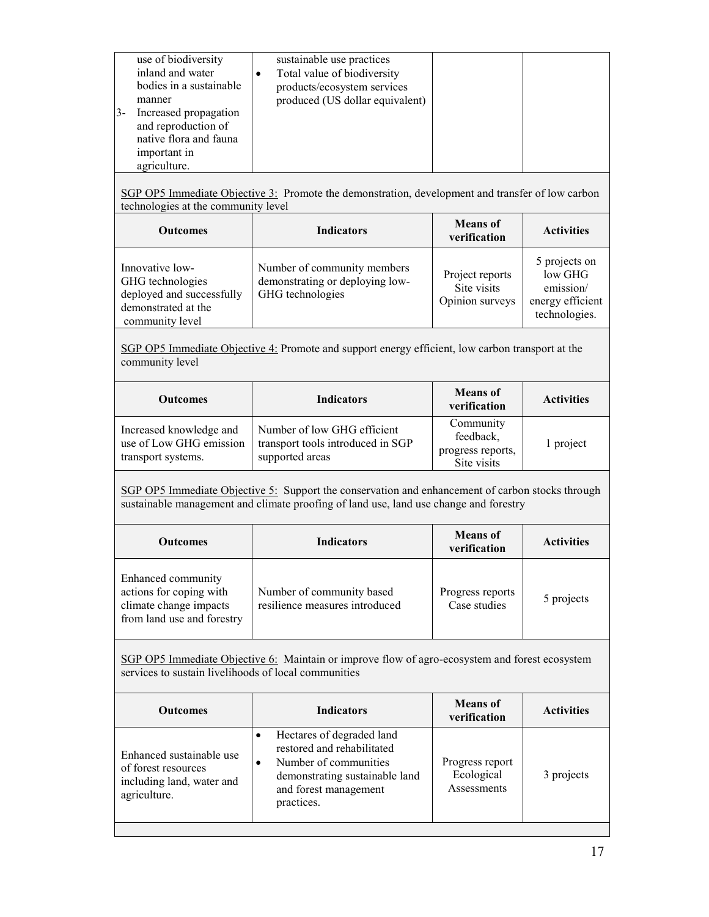| | | | |
|---|---|---|---|
| use of biodiversity inland and water bodies in a sustainable manner<br>3- Increased propagation and reproduction of native flora and fauna important in agriculture. | sustainable use practices<br>• Total value of biodiversity products/ecosystem services produced (US dollar equivalent) | | |

SGP OP5 Immediate Objective 3: Promote the demonstration, development and transfer of low carbon technologies at the community level

| Outcomes | Indicators | Means of verification | Activities |
|---|---|---|---|
| Innovative low-GHG technologies deployed and successfully demonstrated at the community level | Number of community members demonstrating or deploying low-GHG technologies | Project reports<br>Site visits<br>Opinion surveys | 5 projects on low GHG emission/ energy efficient technologies. |

SGP OP5 Immediate Objective 4: Promote and support energy efficient, low carbon transport at the community level

| Outcomes | Indicators | Means of verification | Activities |
|---|---|---|---|
| Increased knowledge and use of Low GHG emission transport systems. | Number of low GHG efficient transport tools introduced in SGP supported areas | Community feedback, progress reports, Site visits | 1 project |

SGP OP5 Immediate Objective 5: Support the conservation and enhancement of carbon stocks through sustainable management and climate proofing of land use, land use change and forestry

| Outcomes | Indicators | Means of verification | Activities |
|---|---|---|---|
| Enhanced community actions for coping with climate change impacts from land use and forestry | Number of community based resilience measures introduced | Progress reports<br>Case studies | 5 projects |

SGP OP5 Immediate Objective 6: Maintain or improve flow of agro-ecosystem and forest ecosystem services to sustain livelihoods of local communities

| Outcomes | Indicators | Means of verification | Activities |
|---|---|---|---|
| Enhanced sustainable use of forest resources including land, water and agriculture. | • Hectares of degraded land restored and rehabilitated<br>• Number of communities demonstrating sustainable land and forest management practices. | Progress report<br>Ecological Assessments | 3 projects |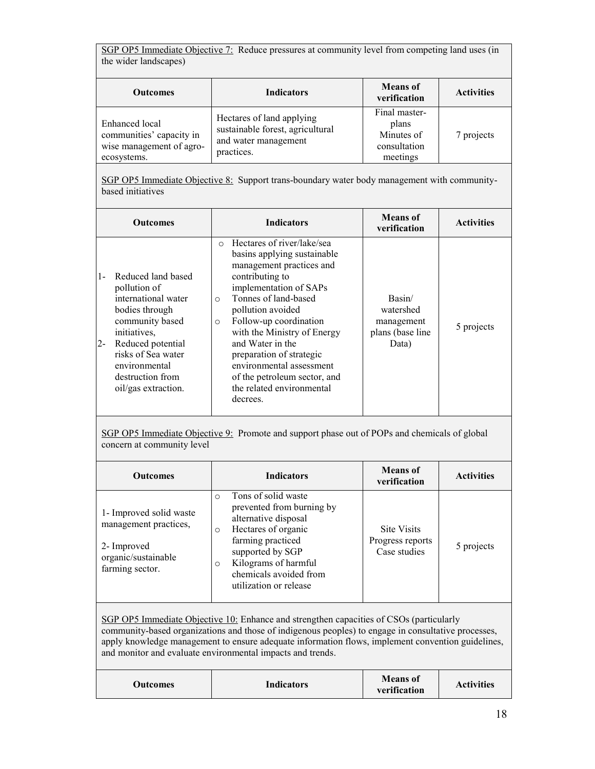SGP OP5 Immediate Objective 7: Reduce pressures at community level from competing land uses (in the wider landscapes)

| Outcomes | Indicators | Means of verification | Activities |
| --- | --- | --- | --- |
| Enhanced local communities' capacity in wise management of agro-ecosystems. | Hectares of land applying sustainable forest, agricultural and water management practices. | Final master-plans<br>Minutes of consultation meetings | 7 projects |

SGP OP5 Immediate Objective 8: Support trans-boundary water body management with community-based initiatives

| Outcomes | Indicators | Means of verification | Activities |
| --- | --- | --- | --- |
| 1- Reduced land based pollution of international water bodies through community based initiatives,<br>2- Reduced potential risks of Sea water environmental destruction from oil/gas extraction. | ○ Hectares of river/lake/sea basins applying sustainable management practices and contributing to implementation of SAPs<br>○ Tonnes of land-based pollution avoided<br>○ Follow-up coordination with the Ministry of Energy and Water in the preparation of strategic environmental assessment of the petroleum sector, and the related environmental decrees. | Basin/ watershed management plans (base line Data) | 5 projects |

SGP OP5 Immediate Objective 9: Promote and support phase out of POPs and chemicals of global concern at community level

| Outcomes | Indicators | Means of verification | Activities |
| --- | --- | --- | --- |
| 1- Improved solid waste management practices,<br><br>2- Improved organic/sustainable farming sector. | ○ Tons of solid waste prevented from burning by alternative disposal<br>○ Hectares of organic farming practiced supported by SGP<br>○ Kilograms of harmful chemicals avoided from utilization or release | Site Visits<br>Progress reports<br>Case studies | 5 projects |

SGP OP5 Immediate Objective 10: Enhance and strengthen capacities of CSOs (particularly community-based organizations and those of indigenous peoples) to engage in consultative processes, apply knowledge management to ensure adequate information flows, implement convention guidelines, and monitor and evaluate environmental impacts and trends.

| Outcomes | Indicators | Means of verification | Activities |
| --- | --- | --- | --- |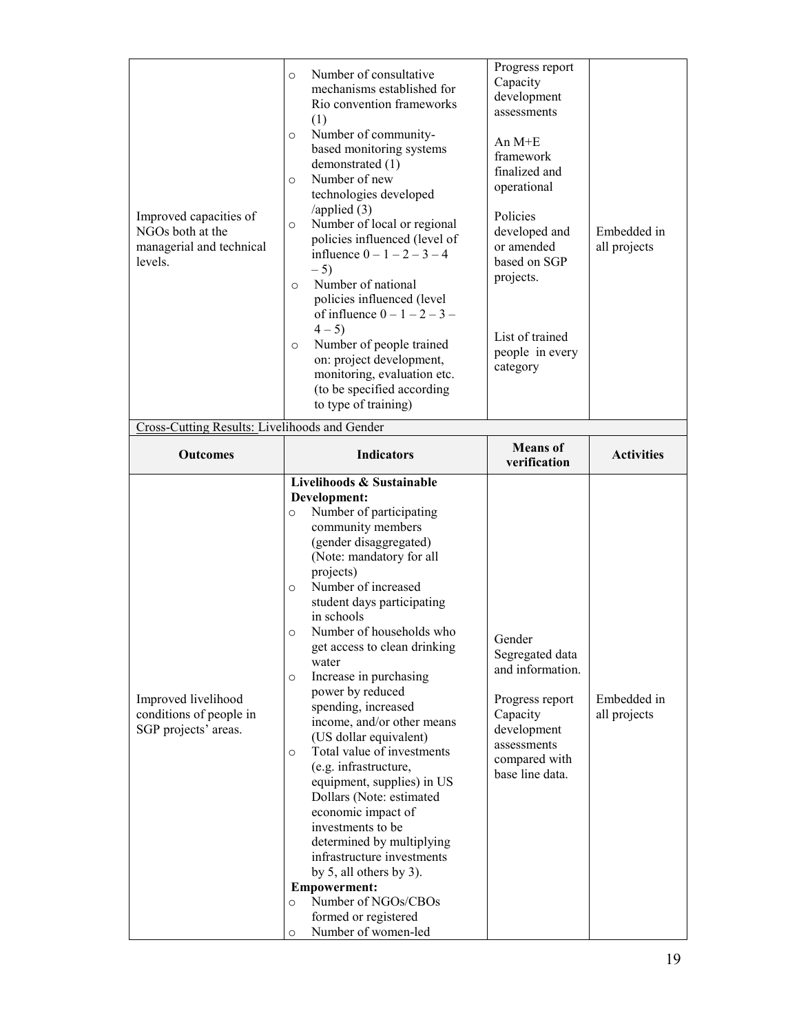| | | | |
|---|---|---|---|
| Improved capacities of NGOs both at the managerial and technical levels. | ○ Number of consultative mechanisms established for Rio convention frameworks (1)<br>○ Number of community-based monitoring systems demonstrated (1)<br>○ Number of new technologies developed /applied (3)<br>○ Number of local or regional policies influenced (level of influence 0 – 1 – 2 – 3 – 4 – 5)<br>○ Number of national policies influenced (level of influence 0 – 1 – 2 – 3 – 4 – 5)<br>○ Number of people trained on: project development, monitoring, evaluation etc. (to be specified according to type of training) | Progress report Capacity development assessments<br><br>An M+E framework finalized and operational<br><br>Policies developed and or amended based on SGP projects.<br><br>List of trained people in every category | Embedded in all projects |

Cross-Cutting Results: Livelihoods and Gender

| Outcomes | Indicators | Means of verification | Activities |
|---|---|---|---|
| Improved livelihood conditions of people in SGP projects' areas. | **Livelihoods & Sustainable Development:**<br>○ Number of participating community members (gender disaggregated) (Note: mandatory for all projects)<br>○ Number of increased student days participating in schools<br>○ Number of households who get access to clean drinking water<br>○ Increase in purchasing power by reduced spending, increased income, and/or other means (US dollar equivalent)<br>○ Total value of investments (e.g. infrastructure, equipment, supplies) in US Dollars (Note: estimated economic impact of investments to be determined by multiplying infrastructure investments by 5, all others by 3).<br>**Empowerment:**<br>○ Number of NGOs/CBOs formed or registered<br>○ Number of women-led | Gender Segregated data and information.<br><br>Progress report Capacity development assessments compared with base line data. | Embedded in all projects |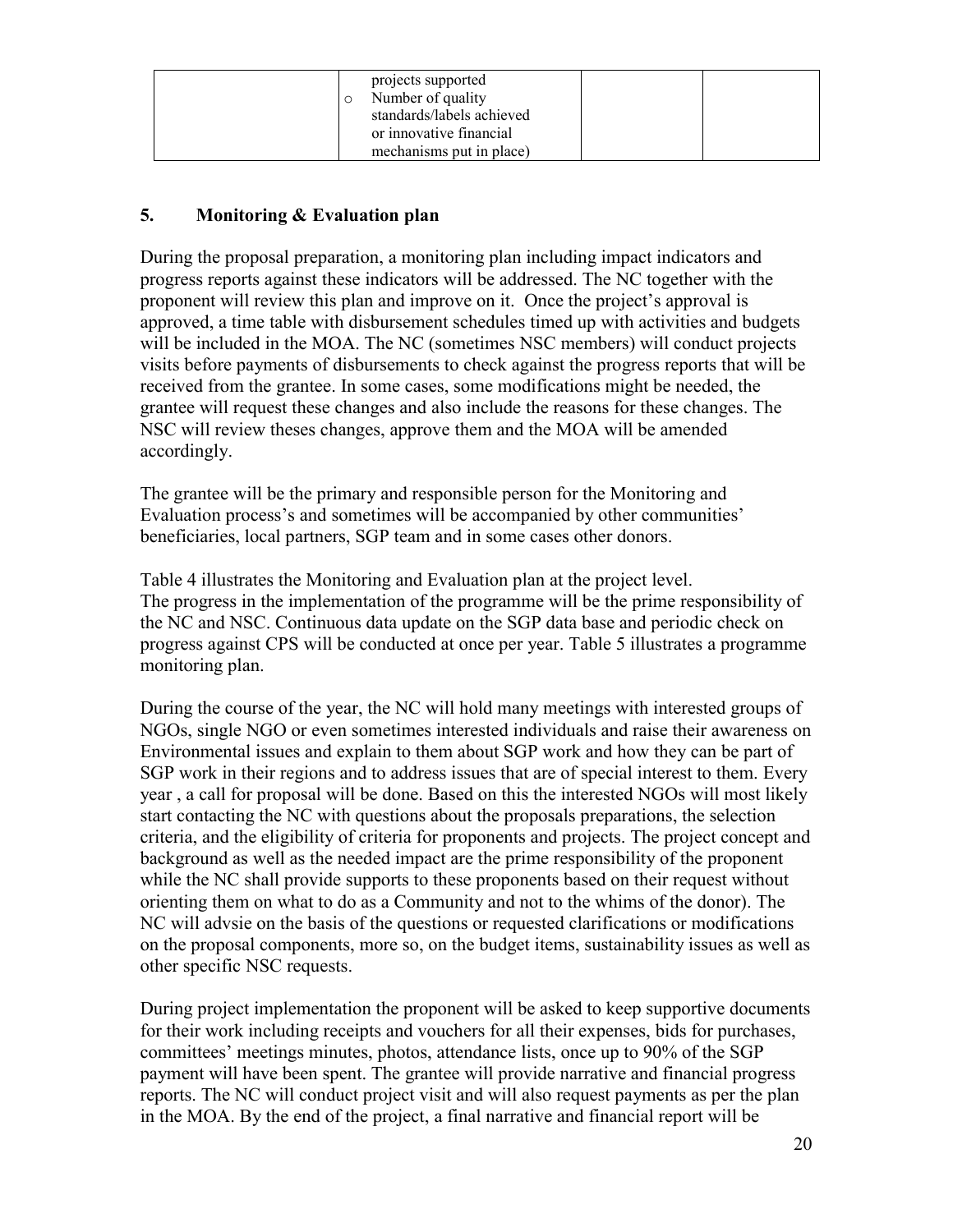|  | projects supported<br>o Number of quality standards/labels achieved or innovative financial mechanisms put in place) |  |  |
|---|---|---|---|

## 5. Monitoring & Evaluation plan

During the proposal preparation, a monitoring plan including impact indicators and progress reports against these indicators will be addressed. The NC together with the proponent will review this plan and improve on it. Once the project's approval is approved, a time table with disbursement schedules timed up with activities and budgets will be included in the MOA. The NC (sometimes NSC members) will conduct projects visits before payments of disbursements to check against the progress reports that will be received from the grantee. In some cases, some modifications might be needed, the grantee will request these changes and also include the reasons for these changes. The NSC will review theses changes, approve them and the MOA will be amended accordingly.

The grantee will be the primary and responsible person for the Monitoring and Evaluation process's and sometimes will be accompanied by other communities' beneficiaries, local partners, SGP team and in some cases other donors.

Table 4 illustrates the Monitoring and Evaluation plan at the project level.
The progress in the implementation of the programme will be the prime responsibility of the NC and NSC. Continuous data update on the SGP data base and periodic check on progress against CPS will be conducted at once per year. Table 5 illustrates a programme monitoring plan.

During the course of the year, the NC will hold many meetings with interested groups of NGOs, single NGO or even sometimes interested individuals and raise their awareness on Environmental issues and explain to them about SGP work and how they can be part of SGP work in their regions and to address issues that are of special interest to them. Every year , a call for proposal will be done. Based on this the interested NGOs will most likely start contacting the NC with questions about the proposals preparations, the selection criteria, and the eligibility of criteria for proponents and projects. The project concept and background as well as the needed impact are the prime responsibility of the proponent while the NC shall provide supports to these proponents based on their request without orienting them on what to do as a Community and not to the whims of the donor). The NC will advsie on the basis of the questions or requested clarifications or modifications on the proposal components, more so, on the budget items, sustainability issues as well as other specific NSC requests.

During project implementation the proponent will be asked to keep supportive documents for their work including receipts and vouchers for all their expenses, bids for purchases, committees' meetings minutes, photos, attendance lists, once up to 90% of the SGP payment will have been spent. The grantee will provide narrative and financial progress reports. The NC will conduct project visit and will also request payments as per the plan in the MOA. By the end of the project, a final narrative and financial report will be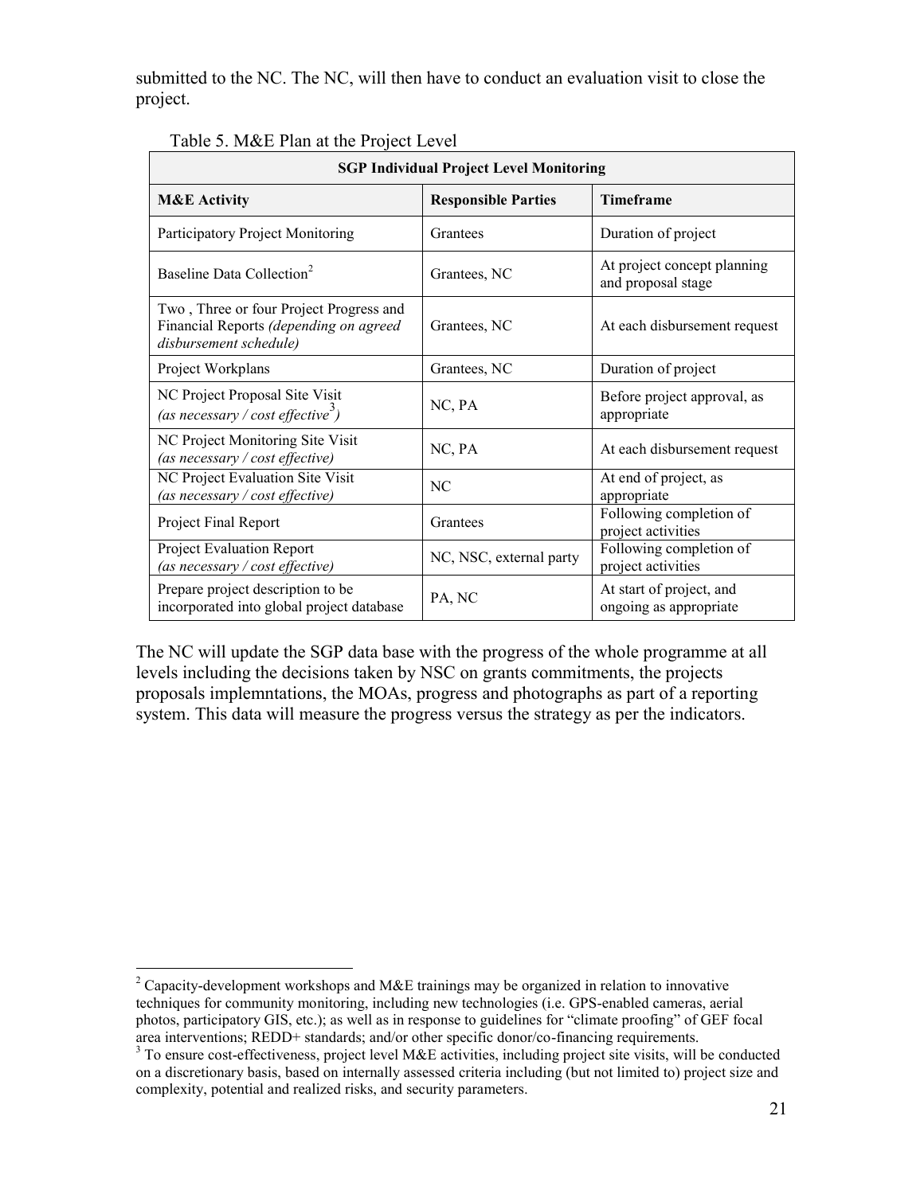submitted to the NC. The NC, will then have to conduct an evaluation visit to close the project.

Table 5. M&E Plan at the Project Level

| SGP Individual Project Level Monitoring | | |
|---|---|---|
| **M&E Activity** | **Responsible Parties** | **Timeframe** |
| Participatory Project Monitoring | Grantees | Duration of project |
| Baseline Data Collection[2] | Grantees, NC | At project concept planning and proposal stage |
| Two , Three or four Project Progress and Financial Reports *(depending on agreed disbursement schedule)* | Grantees, NC | At each disbursement request |
| Project Workplans | Grantees, NC | Duration of project |
| NC Project Proposal Site Visit *(as necessary / cost effective[3])* | NC, PA | Before project approval, as appropriate |
| NC Project Monitoring Site Visit *(as necessary / cost effective)* | NC, PA | At each disbursement request |
| NC Project Evaluation Site Visit *(as necessary / cost effective)* | NC | At end of project, as appropriate |
| Project Final Report | Grantees | Following completion of project activities |
| Project Evaluation Report *(as necessary / cost effective)* | NC, NSC, external party | Following completion of project activities |
| Prepare project description to be incorporated into global project database | PA, NC | At start of project, and ongoing as appropriate |

The NC will update the SGP data base with the progress of the whole programme at all levels including the decisions taken by NSC on grants commitments, the projects proposals implemntations, the MOAs, progress and photographs as part of a reporting system. This data will measure the progress versus the strategy as per the indicators.

[2] Capacity-development workshops and M&E trainings may be organized in relation to innovative techniques for community monitoring, including new technologies (i.e. GPS-enabled cameras, aerial photos, participatory GIS, etc.); as well as in response to guidelines for "climate proofing" of GEF focal area interventions; REDD+ standards; and/or other specific donor/co-financing requirements.

[3] To ensure cost-effectiveness, project level M&E activities, including project site visits, will be conducted on a discretionary basis, based on internally assessed criteria including (but not limited to) project size and complexity, potential and realized risks, and security parameters.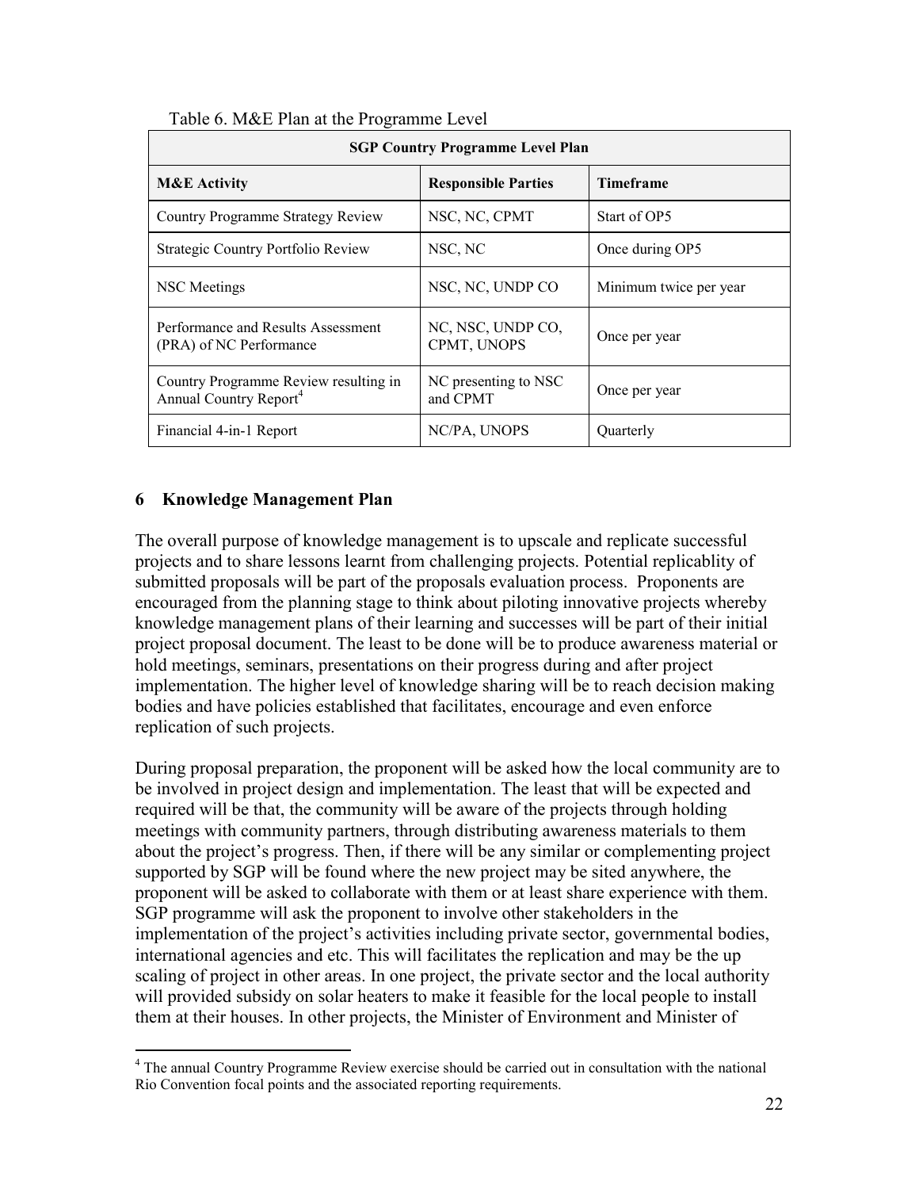Table 6. M&E Plan at the Programme Level

| SGP Country Programme Level Plan | | |
|---|---|---|
| **M&E Activity** | **Responsible Parties** | **Timeframe** |
| Country Programme Strategy Review | NSC, NC, CPMT | Start of OP5 |
| Strategic Country Portfolio Review | NSC, NC | Once during OP5 |
| NSC Meetings | NSC, NC, UNDP CO | Minimum twice per year |
| Performance and Results Assessment (PRA) of NC Performance | NC, NSC, UNDP CO, CPMT, UNOPS | Once per year |
| Country Programme Review resulting in Annual Country Report[4] | NC presenting to NSC and CPMT | Once per year |
| Financial 4-in-1 Report | NC/PA, UNOPS | Quarterly |

## 6 Knowledge Management Plan

The overall purpose of knowledge management is to upscale and replicate successful projects and to share lessons learnt from challenging projects. Potential replicablity of submitted proposals will be part of the proposals evaluation process. Proponents are encouraged from the planning stage to think about piloting innovative projects whereby knowledge management plans of their learning and successes will be part of their initial project proposal document. The least to be done will be to produce awareness material or hold meetings, seminars, presentations on their progress during and after project implementation. The higher level of knowledge sharing will be to reach decision making bodies and have policies established that facilitates, encourage and even enforce replication of such projects.

During proposal preparation, the proponent will be asked how the local community are to be involved in project design and implementation. The least that will be expected and required will be that, the community will be aware of the projects through holding meetings with community partners, through distributing awareness materials to them about the project's progress. Then, if there will be any similar or complementing project supported by SGP will be found where the new project may be sited anywhere, the proponent will be asked to collaborate with them or at least share experience with them. SGP programme will ask the proponent to involve other stakeholders in the implementation of the project's activities including private sector, governmental bodies, international agencies and etc. This will facilitates the replication and may be the up scaling of project in other areas. In one project, the private sector and the local authority will provided subsidy on solar heaters to make it feasible for the local people to install them at their houses. In other projects, the Minister of Environment and Minister of

[4] The annual Country Programme Review exercise should be carried out in consultation with the national Rio Convention focal points and the associated reporting requirements.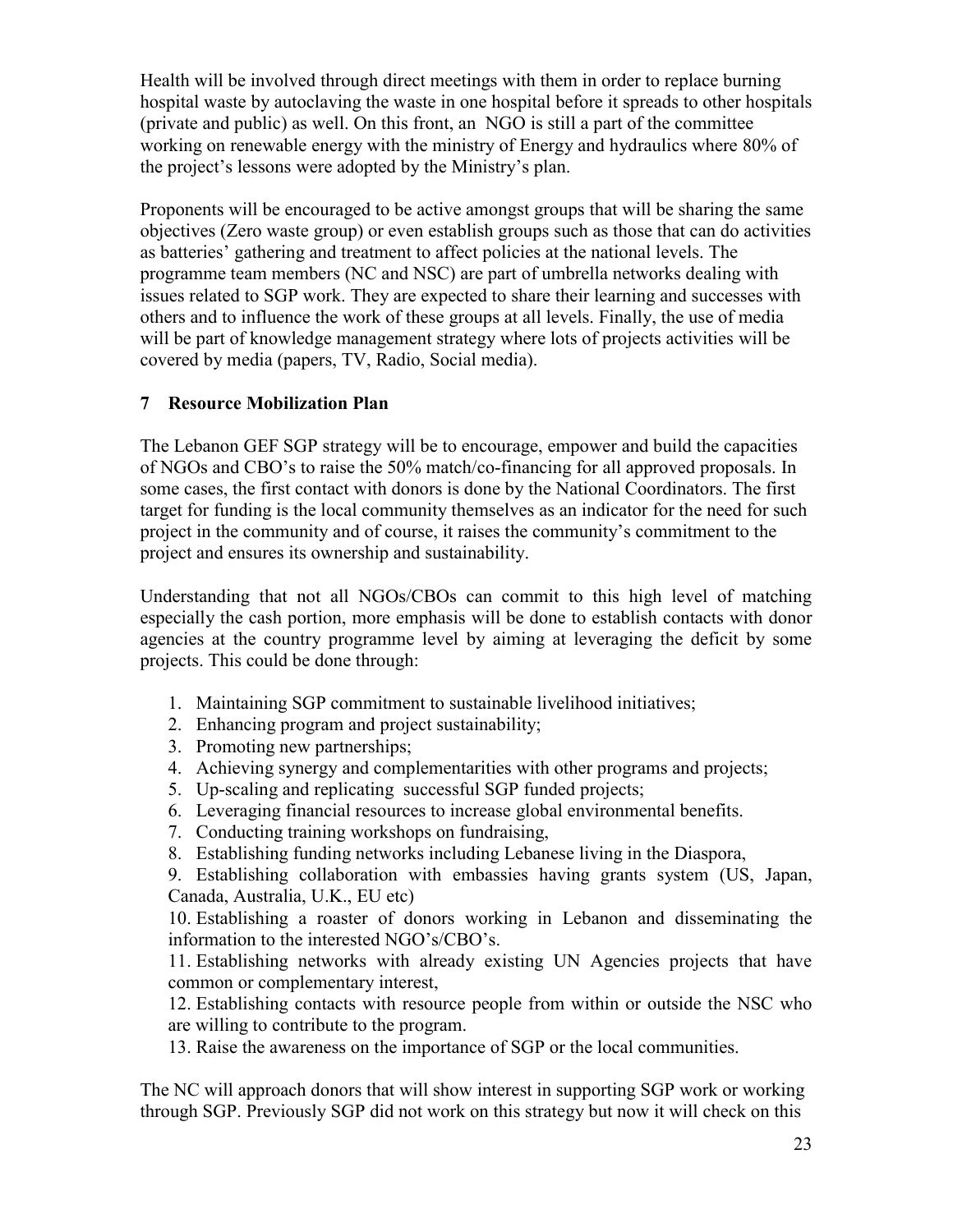Health will be involved through direct meetings with them in order to replace burning hospital waste by autoclaving the waste in one hospital before it spreads to other hospitals (private and public) as well. On this front, an NGO is still a part of the committee working on renewable energy with the ministry of Energy and hydraulics where 80% of the project's lessons were adopted by the Ministry's plan.

Proponents will be encouraged to be active amongst groups that will be sharing the same objectives (Zero waste group) or even establish groups such as those that can do activities as batteries' gathering and treatment to affect policies at the national levels. The programme team members (NC and NSC) are part of umbrella networks dealing with issues related to SGP work. They are expected to share their learning and successes with others and to influence the work of these groups at all levels. Finally, the use of media will be part of knowledge management strategy where lots of projects activities will be covered by media (papers, TV, Radio, Social media).

## 7 Resource Mobilization Plan

The Lebanon GEF SGP strategy will be to encourage, empower and build the capacities of NGOs and CBO's to raise the 50% match/co-financing for all approved proposals. In some cases, the first contact with donors is done by the National Coordinators. The first target for funding is the local community themselves as an indicator for the need for such project in the community and of course, it raises the community's commitment to the project and ensures its ownership and sustainability.

Understanding that not all NGOs/CBOs can commit to this high level of matching especially the cash portion, more emphasis will be done to establish contacts with donor agencies at the country programme level by aiming at leveraging the deficit by some projects. This could be done through:

1. Maintaining SGP commitment to sustainable livelihood initiatives;
2. Enhancing program and project sustainability;
3. Promoting new partnerships;
4. Achieving synergy and complementarities with other programs and projects;
5. Up-scaling and replicating successful SGP funded projects;
6. Leveraging financial resources to increase global environmental benefits.
7. Conducting training workshops on fundraising,
8. Establishing funding networks including Lebanese living in the Diaspora,
9. Establishing collaboration with embassies having grants system (US, Japan, Canada, Australia, U.K., EU etc)
10. Establishing a roaster of donors working in Lebanon and disseminating the information to the interested NGO's/CBO's.
11. Establishing networks with already existing UN Agencies projects that have common or complementary interest,
12. Establishing contacts with resource people from within or outside the NSC who are willing to contribute to the program.
13. Raise the awareness on the importance of SGP or the local communities.

The NC will approach donors that will show interest in supporting SGP work or working through SGP. Previously SGP did not work on this strategy but now it will check on this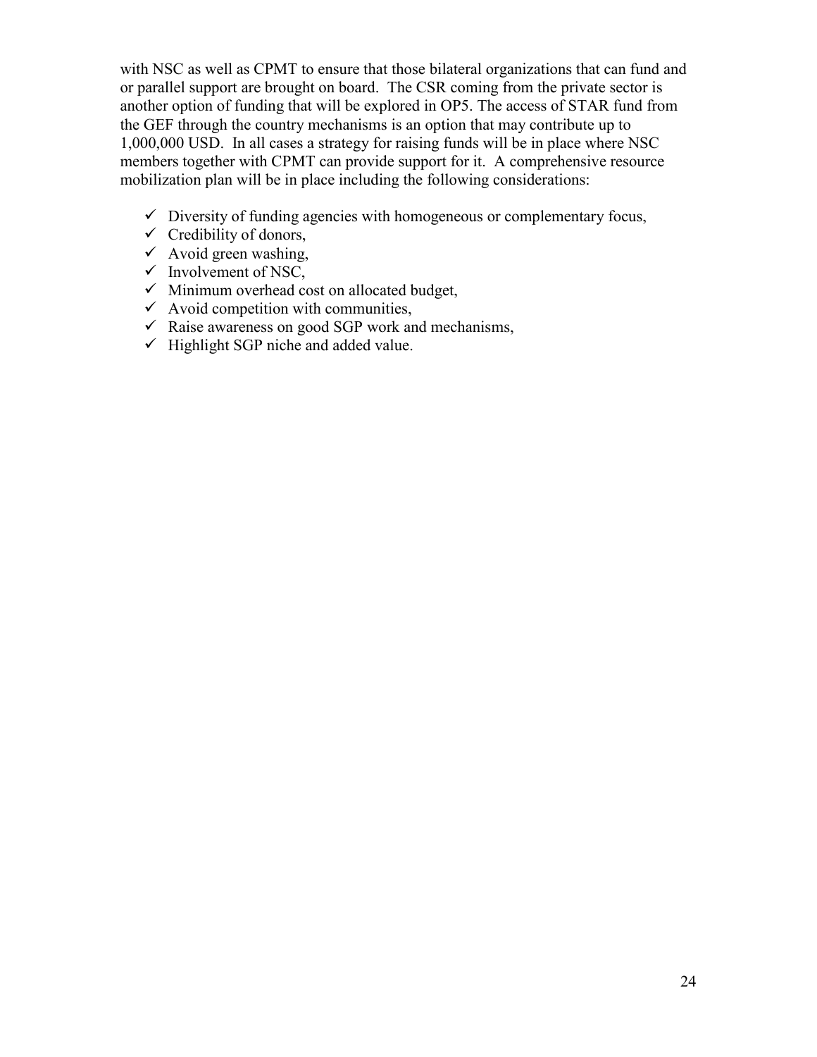with NSC as well as CPMT to ensure that those bilateral organizations that can fund and or parallel support are brought on board. The CSR coming from the private sector is another option of funding that will be explored in OP5. The access of STAR fund from the GEF through the country mechanisms is an option that may contribute up to 1,000,000 USD. In all cases a strategy for raising funds will be in place where NSC members together with CPMT can provide support for it. A comprehensive resource mobilization plan will be in place including the following considerations:

- ✓ Diversity of funding agencies with homogeneous or complementary focus,
- ✓ Credibility of donors,
- ✓ Avoid green washing,
- ✓ Involvement of NSC,
- ✓ Minimum overhead cost on allocated budget,
- ✓ Avoid competition with communities,
- ✓ Raise awareness on good SGP work and mechanisms,
- ✓ Highlight SGP niche and added value.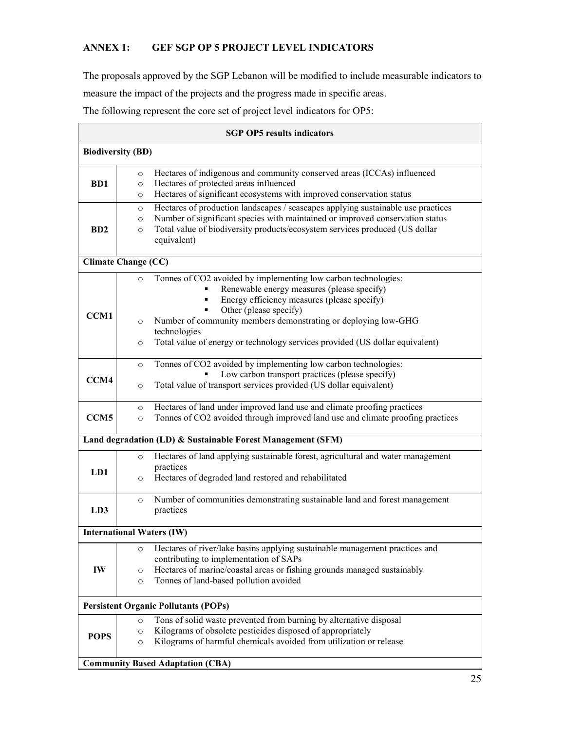## ANNEX 1: GEF SGP OP 5 PROJECT LEVEL INDICATORS

The proposals approved by the SGP Lebanon will be modified to include measurable indicators to measure the impact of the projects and the progress made in specific areas.

The following represent the core set of project level indicators for OP5:

| SGP OP5 results indicators | |
|---|---|
| **Biodiversity (BD)** | |
| **BD1** | ○ Hectares of indigenous and community conserved areas (ICCAs) influenced<br>○ Hectares of protected areas influenced<br>○ Hectares of significant ecosystems with improved conservation status |
| **BD2** | ○ Hectares of production landscapes / seascapes applying sustainable use practices<br>○ Number of significant species with maintained or improved conservation status<br>○ Total value of biodiversity products/ecosystem services produced (US dollar equivalent) |
| **Climate Change (CC)** | |
| **CCM1** | ○ Tonnes of $CO_2$ avoided by implementing low carbon technologies:<br>▪ Renewable energy measures (please specify)<br>▪ Energy efficiency measures (please specify)<br>▪ Other (please specify)<br>○ Number of community members demonstrating or deploying low-GHG technologies<br>○ Total value of energy or technology services provided (US dollar equivalent) |
| **CCM4** | ○ Tonnes of $CO_2$ avoided by implementing low carbon technologies:<br>▪ Low carbon transport practices (please specify)<br>○ Total value of transport services provided (US dollar equivalent) |
| **CCM5** | ○ Hectares of land under improved land use and climate proofing practices<br>○ Tonnes of $CO_2$ avoided through improved land use and climate proofing practices |
| **Land degradation (LD) & Sustainable Forest Management (SFM)** | |
| **LD1** | ○ Hectares of land applying sustainable forest, agricultural and water management practices<br>○ Hectares of degraded land restored and rehabilitated |
| **LD3** | ○ Number of communities demonstrating sustainable land and forest management practices |
| **International Waters (IW)** | |
| **IW** | ○ Hectares of river/lake basins applying sustainable management practices and contributing to implementation of SAPs<br>○ Hectares of marine/coastal areas or fishing grounds managed sustainably<br>○ Tonnes of land-based pollution avoided |
| **Persistent Organic Pollutants (POPs)** | |
| **POPS** | ○ Tons of solid waste prevented from burning by alternative disposal<br>○ Kilograms of obsolete pesticides disposed of appropriately<br>○ Kilograms of harmful chemicals avoided from utilization or release |
| **Community Based Adaptation (CBA)** | |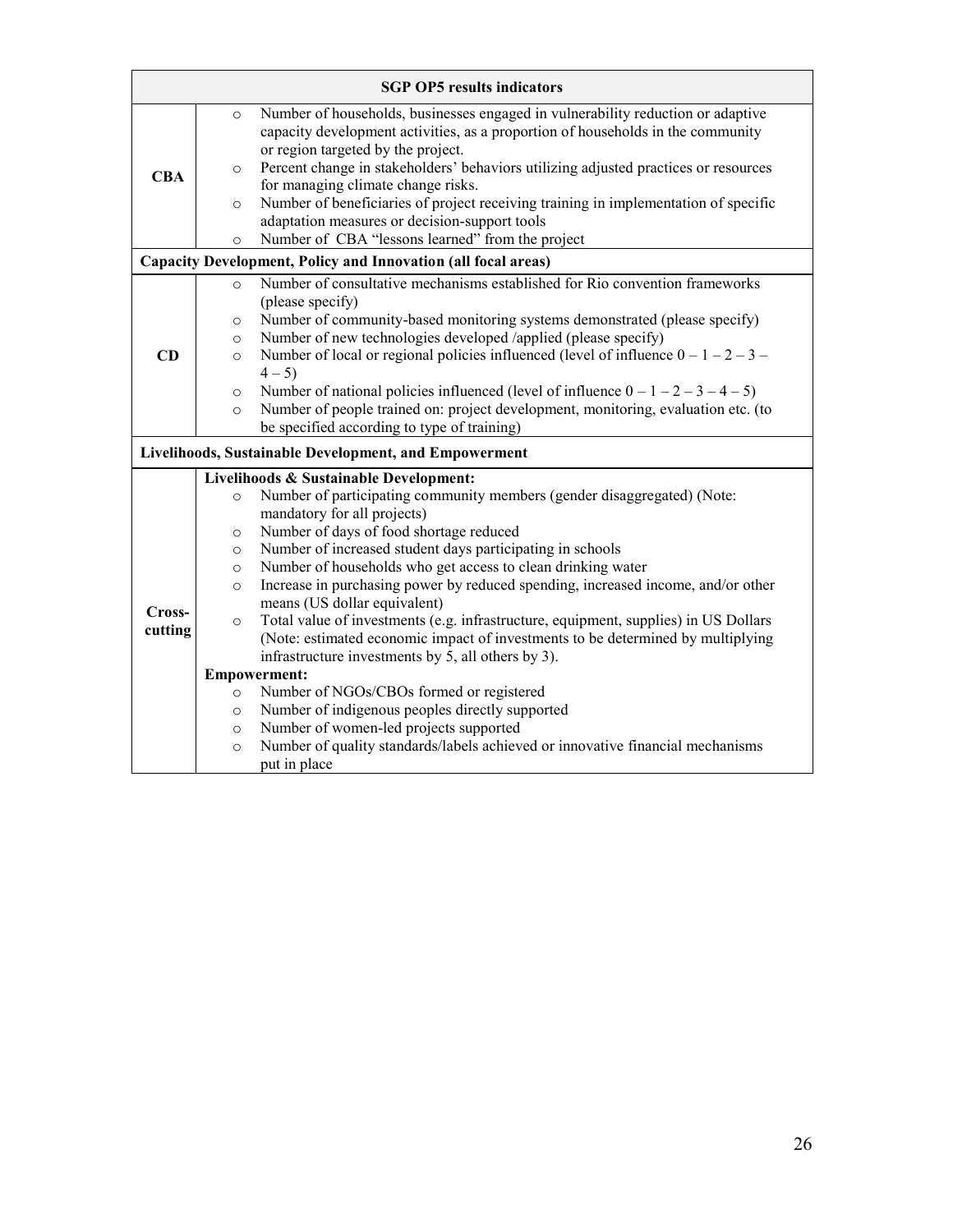| SGP OP5 results indicators | |
|---|---|
| **CBA** | ○ Number of households, businesses engaged in vulnerability reduction or adaptive capacity development activities, as a proportion of households in the community or region targeted by the project.<br>○ Percent change in stakeholders' behaviors utilizing adjusted practices or resources for managing climate change risks.<br>○ Number of beneficiaries of project receiving training in implementation of specific adaptation measures or decision-support tools<br>○ Number of CBA "lessons learned" from the project |
| **Capacity Development, Policy and Innovation (all focal areas)** | |
| **CD** | ○ Number of consultative mechanisms established for Rio convention frameworks (please specify)<br>○ Number of community-based monitoring systems demonstrated (please specify)<br>○ Number of new technologies developed /applied (please specify)<br>○ Number of local or regional policies influenced (level of influence 0 – 1 – 2 – 3 – 4 – 5)<br>○ Number of national policies influenced (level of influence 0 – 1 – 2 – 3 – 4 – 5)<br>○ Number of people trained on: project development, monitoring, evaluation etc. (to be specified according to type of training) |
| **Livelihoods, Sustainable Development, and Empowerment** | |
| **Cross-cutting** | **Livelihoods & Sustainable Development:**<br>○ Number of participating community members (gender disaggregated) (Note: mandatory for all projects)<br>○ Number of days of food shortage reduced<br>○ Number of increased student days participating in schools<br>○ Number of households who get access to clean drinking water<br>○ Increase in purchasing power by reduced spending, increased income, and/or other means (US dollar equivalent)<br>○ Total value of investments (e.g. infrastructure, equipment, supplies) in US Dollars (Note: estimated economic impact of investments to be determined by multiplying infrastructure investments by 5, all others by 3).<br>**Empowerment:**<br>○ Number of NGOs/CBOs formed or registered<br>○ Number of indigenous peoples directly supported<br>○ Number of women-led projects supported<br>○ Number of quality standards/labels achieved or innovative financial mechanisms put in place |